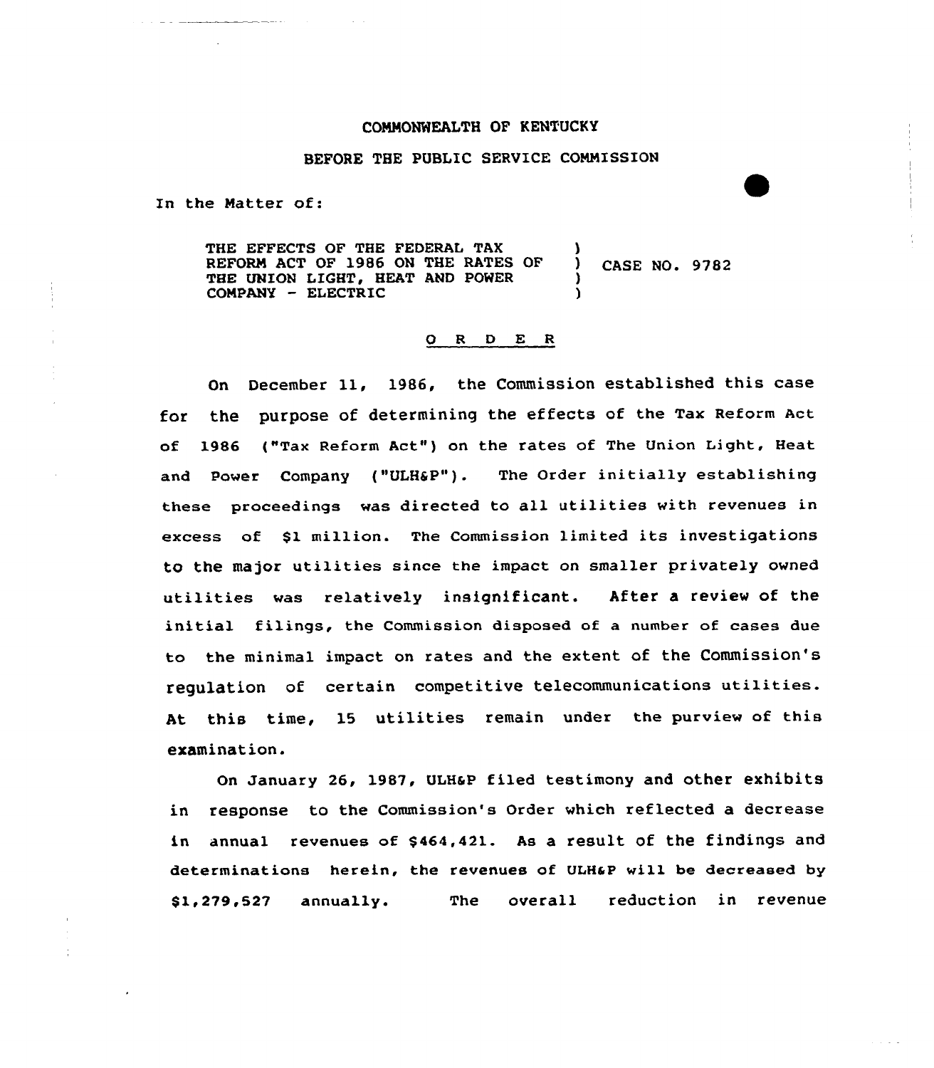COMMONWEALTH OF KENTUCKY

BEFORE THE PUBLIC SERVICE COMMISSION

In the Matter of:

| | | |
|---|---|---|
| THE EFFECTS OF THE FEDERAL TAX REFORM ACT OF 1986 ON THE RATES OF THE UNION LIGHT, HEAT AND POWER COMPANY - ELECTRIC | ) | CASE NO. 9782 |

## O R D E R

On December 11, 1986, the Commission established this case for the purpose of determining the effects of the Tax Reform Act of 1986 ("Tax Reform Act") on the rates of The Union Light, Heat and Power Company ("ULH&P"). The Order initially establishing these proceedings was directed to all utilities with revenues in excess of $1 million. The Commission limited its investigations to the major utilities since the impact on smaller privately owned utilities was relatively insignificant. After a review of the initial filings, the Commission disposed of a number of cases due to the minimal impact on rates and the extent of the Commission's regulation of certain competitive telecommunications utilities. At this time, 15 utilities remain under the purview of this examination.

On January 26, 1987, ULH&P filed testimony and other exhibits in response to the Commission's Order which reflected a decrease in annual revenues of $464,421. As a result of the findings and determinations herein, the revenues of ULH&P will be decreased by $1,279,527 annually. The overall reduction in revenue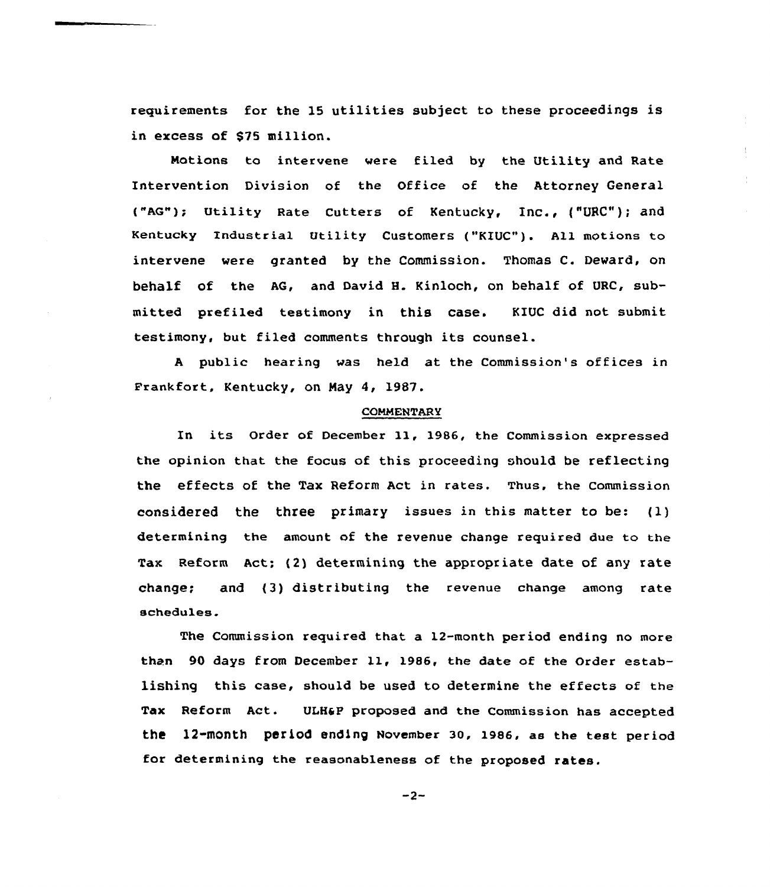requirements for the 15 utilities subject to these proceedings is in excess of $75 million.

Motions to intervene were filed by the Utility and Rate Intervention Division of the Office of the Attorney General ("AG"); Utility Rate Cutters of Kentucky, Inc., ("URC"); and Kentucky Industrial Utility Customers ("KIUC"). All motions to intervene were granted by the Commission. Thomas C. Deward, on behalf of the AG, and David H. Kinloch, on behalf of URC, submitted prefiled testimony in this case. KIUC did not submit testimony, but filed comments through its counsel.

A public hearing was held at the Commission's offices in Frankfort, Kentucky, on May 4, 1987.

## COMMENTARY

In its Order of December 11, 1986, the Commission expressed the opinion that the focus of this proceeding should be reflecting the effects of the Tax Reform Act in rates. Thus, the Commission considered the three primary issues in this matter to be: (1) determining the amount of the revenue change required due to the Tax Reform Act; (2) determining the appropriate date of any rate change; and (3) distributing the revenue change among rate schedules.

The Commission required that a 12-month period ending no more than 90 days from December 11, 1986, the date of the Order establishing this case, should be used to determine the effects of the Tax Reform Act. ULH&P proposed and the Commission has accepted the 12-month period ending November 30, 1986, as the test period for determining the reasonableness of the proposed rates.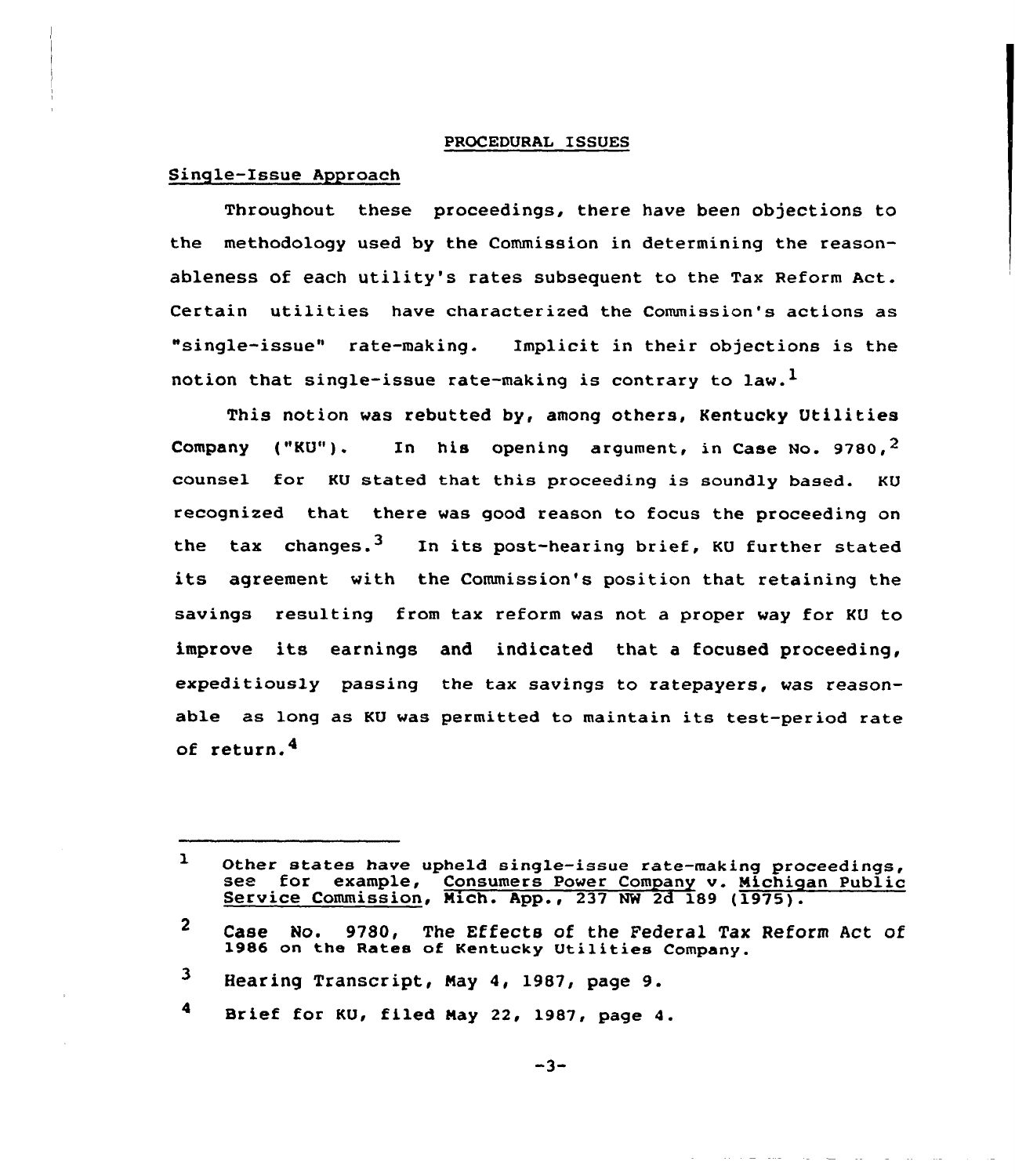## PROCEDURAL ISSUES

### Single-Issue Approach

Throughout these proceedings, there have been objections to the methodology used by the Commission in determining the reasonableness of each utility's rates subsequent to the Tax Reform Act. Certain utilities have characterized the Commission's actions as "single-issue" rate-making. Implicit in their objections is the notion that single-issue rate-making is contrary to law.[1]

This notion was rebutted by, among others, Kentucky Utilities Company ("KU"). In his opening argument, in Case No. 9780,[2] counsel for KU stated that this proceeding is soundly based. KU recognized that there was good reason to focus the proceeding on the tax changes.[3] In its post-hearing brief, KU further stated its agreement with the Commission's position that retaining the savings resulting from tax reform was not a proper way for KU to improve its earnings and indicated that a focused proceeding, expeditiously passing the tax savings to ratepayers, was reasonable as long as KU was permitted to maintain its test-period rate of return.[4]

---

1 Other states have upheld single-issue rate-making proceedings, see for example, Consumers Power Company v. Michigan Public Service Commission, Mich. App., 237 NW 2d 189 (1975).

2 Case No. 9780, The Effects of the Federal Tax Reform Act of 1986 on the Rates of Kentucky Utilities Company.

3 Hearing Transcript, May 4, 1987, page 9.

4 Brief for KU, filed May 22, 1987, page 4.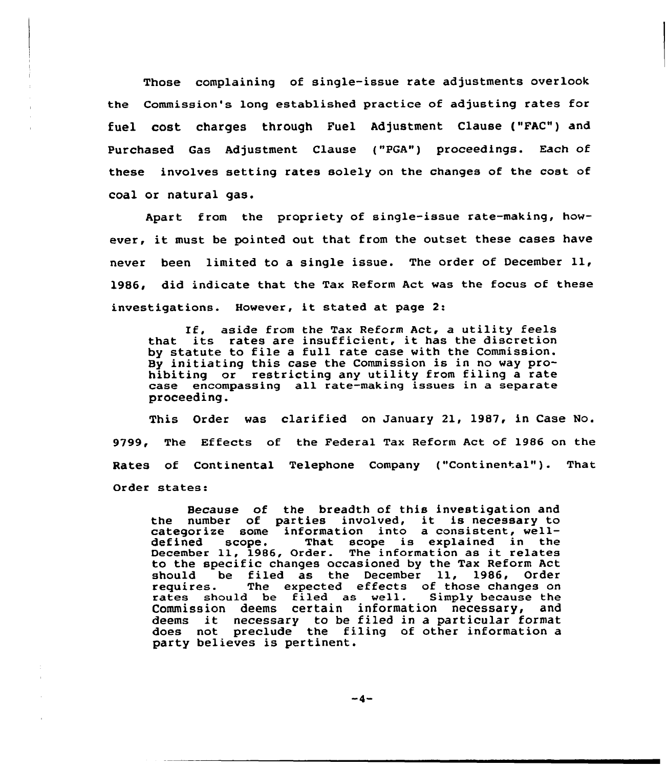Those complaining of single-issue rate adjustments overlook the Commission's long established practice of adjusting rates for fuel cost charges through Fuel Adjustment Clause ("FAC") and Purchased Gas Adjustment Clause ("PGA") proceedings. Each of these involves setting rates solely on the changes of the cost of coal or natural gas.

Apart from the propriety of single-issue rate-making, however, it must be pointed out that from the outset these cases have never been limited to a single issue. The order of December 11, 1986, did indicate that the Tax Reform Act was the focus of these investigations. However, it stated at page 2:

> If, aside from the Tax Reform Act, a utility feels that its rates are insufficient, it has the discretion by statute to file a full rate case with the Commission. By initiating this case the Commission is in no way prohibiting or restricting any utility from filing a rate case encompassing all rate-making issues in a separate proceeding.

This Order was clarified on January 21, 1987, in Case No. 9799, The Effects of the Federal Tax Reform Act of 1986 on the Rates of Continental Telephone Company ("Continental"). That Order states:

> Because of the breadth of this investigation and the number of parties involved, it is necessary to categorize some information into a consistent, well-defined scope. That scope is explained in the December 11, 1986, Order. The information as it relates to the specific changes occasioned by the Tax Reform Act should be filed as the December 11, 1986, Order requires. The expected effects of those changes on rates should be filed as well. Simply because the Commission deems certain information necessary, and deems it necessary to be filed in a particular format does not preclude the filing of other information a party believes is pertinent.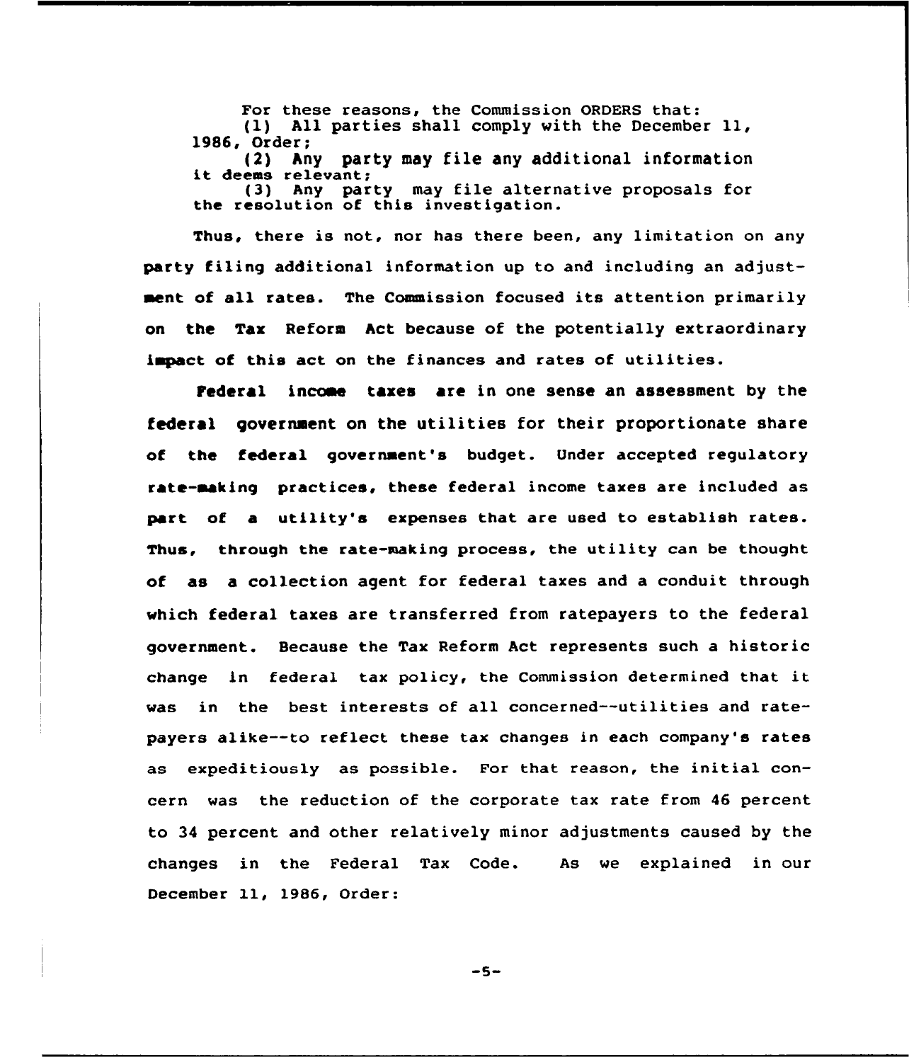For these reasons, the Commission ORDERS that:

(1) All parties shall comply with the December 11, 1986, Order;

(2) Any party may file any additional information it deems relevant;

(3) Any party may file alternative proposals for the resolution of this investigation.

Thus, there is not, nor has there been, any limitation on any party filing additional information up to and including an adjustment of all rates. The Commission focused its attention primarily on the Tax Reform Act because of the potentially extraordinary impact of this act on the finances and rates of utilities.

Federal income taxes are in one sense an assessment by the federal government on the utilities for their proportionate share of the federal government's budget. Under accepted regulatory rate-making practices, these federal income taxes are included as part of a utility's expenses that are used to establish rates. Thus, through the rate-making process, the utility can be thought of as a collection agent for federal taxes and a conduit through which federal taxes are transferred from ratepayers to the federal government. Because the Tax Reform Act represents such a historic change in federal tax policy, the Commission determined that it was in the best interests of all concerned--utilities and ratepayers alike--to reflect these tax changes in each company's rates as expeditiously as possible. For that reason, the initial concern was the reduction of the corporate tax rate from 46 percent to 34 percent and other relatively minor adjustments caused by the changes in the Federal Tax Code. As we explained in our December 11, 1986, Order: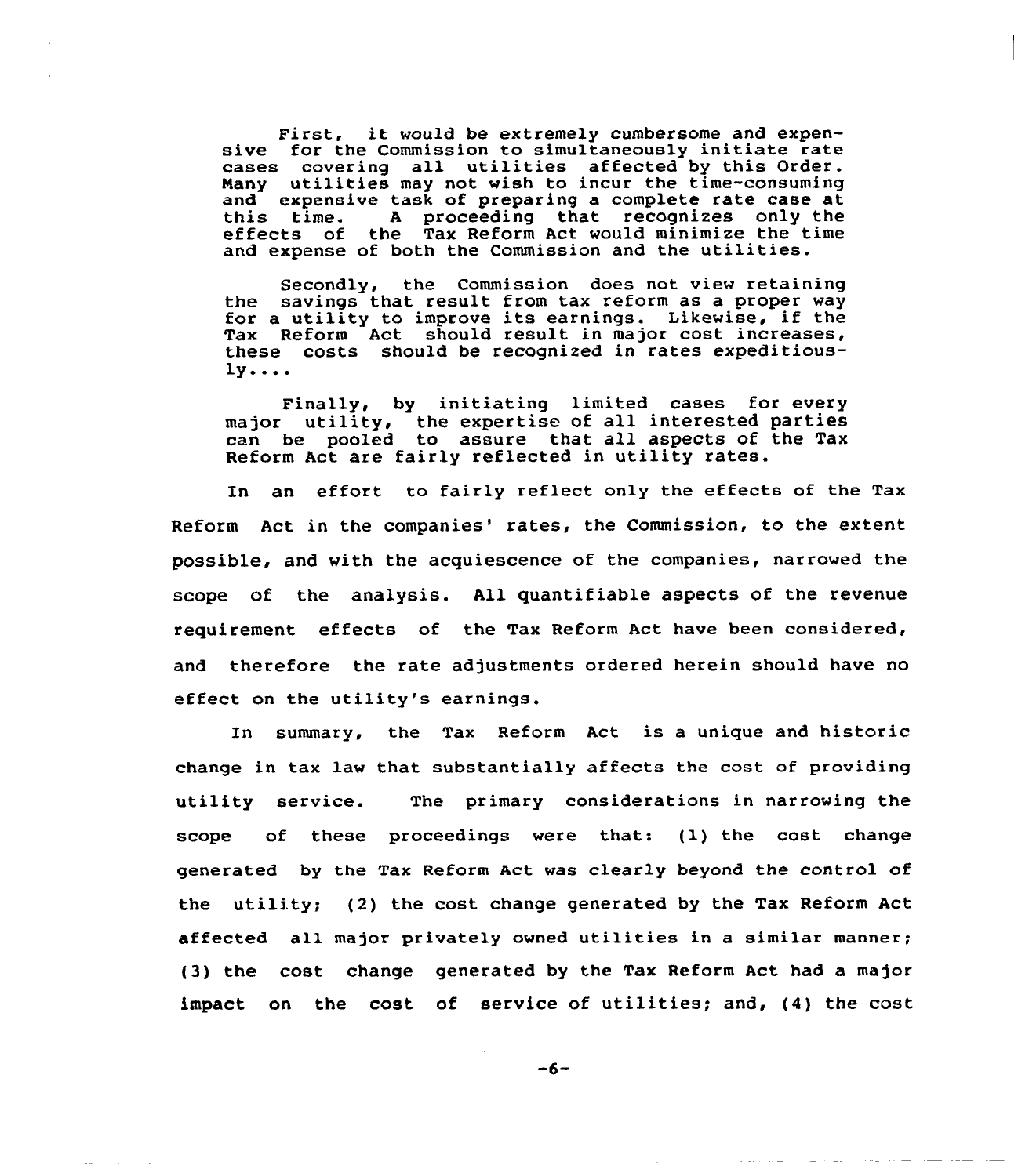> First, it would be extremely cumbersome and expensive for the Commission to simultaneously initiate rate cases covering all utilities affected by this Order. Many utilities may not wish to incur the time-consuming and expensive task of preparing a complete rate case at this time. A proceeding that recognizes only the effects of the Tax Reform Act would minimize the time and expense of both the Commission and the utilities.
>
> Secondly, the Commission does not view retaining the savings that result from tax reform as a proper way for a utility to improve its earnings. Likewise, if the Tax Reform Act should result in major cost increases, these costs should be recognized in rates expeditiously....
>
> Finally, by initiating limited cases for every major utility, the expertise of all interested parties can be pooled to assure that all aspects of the Tax Reform Act are fairly reflected in utility rates.

In an effort to fairly reflect only the effects of the Tax Reform Act in the companies' rates, the Commission, to the extent possible, and with the acquiescence of the companies, narrowed the scope of the analysis. All quantifiable aspects of the revenue requirement effects of the Tax Reform Act have been considered, and therefore the rate adjustments ordered herein should have no effect on the utility's earnings.

In summary, the Tax Reform Act is a unique and historic change in tax law that substantially affects the cost of providing utility service. The primary considerations in narrowing the scope of these proceedings were that: (1) the cost change generated by the Tax Reform Act was clearly beyond the control of the utility; (2) the cost change generated by the Tax Reform Act affected all major privately owned utilities in a similar manner; (3) the cost change generated by the Tax Reform Act had a major impact on the cost of service of utilities; and, (4) the cost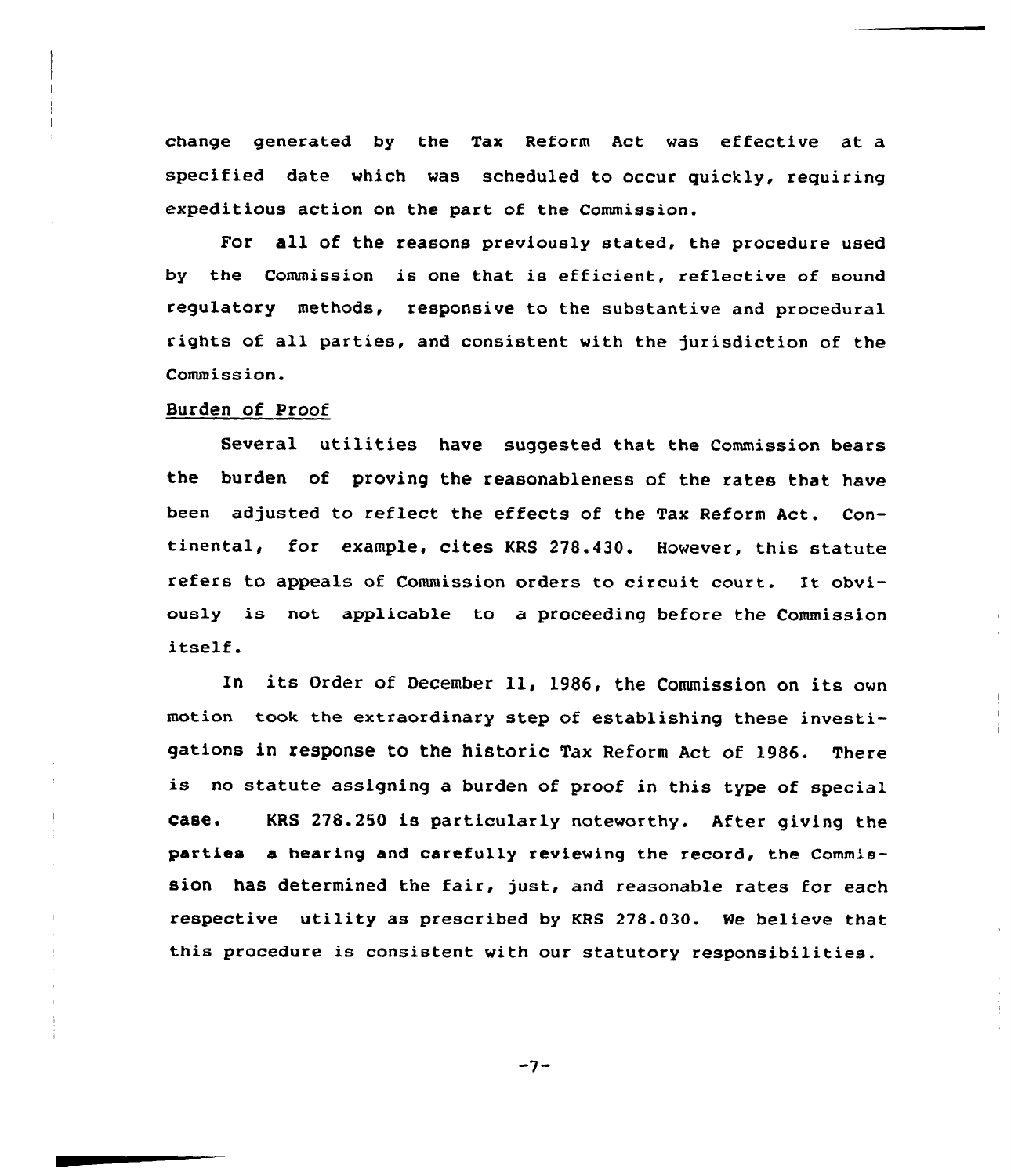change generated by the Tax Reform Act was effective at a specified date which was scheduled to occur quickly, requiring expeditious action on the part of the Commission.

For all of the reasons previously stated, the procedure used by the Commission is one that is efficient, reflective of sound regulatory methods, responsive to the substantive and procedural rights of all parties, and consistent with the jurisdiction of the Commission.

Burden of Proof

Several utilities have suggested that the Commission bears the burden of proving the reasonableness of the rates that have been adjusted to reflect the effects of the Tax Reform Act. Continental, for example, cites KRS 278.430. However, this statute refers to appeals of Commission orders to circuit court. It obviously is not applicable to a proceeding before the Commission itself.

In its Order of December 11, 1986, the Commission on its own motion took the extraordinary step of establishing these investigations in response to the historic Tax Reform Act of 1986. There is no statute assigning a burden of proof in this type of special case. KRS 278.250 is particularly noteworthy. After giving the parties a hearing and carefully reviewing the record, the Commission has determined the fair, just, and reasonable rates for each respective utility as prescribed by KRS 278.030. We believe that this procedure is consistent with our statutory responsibilities.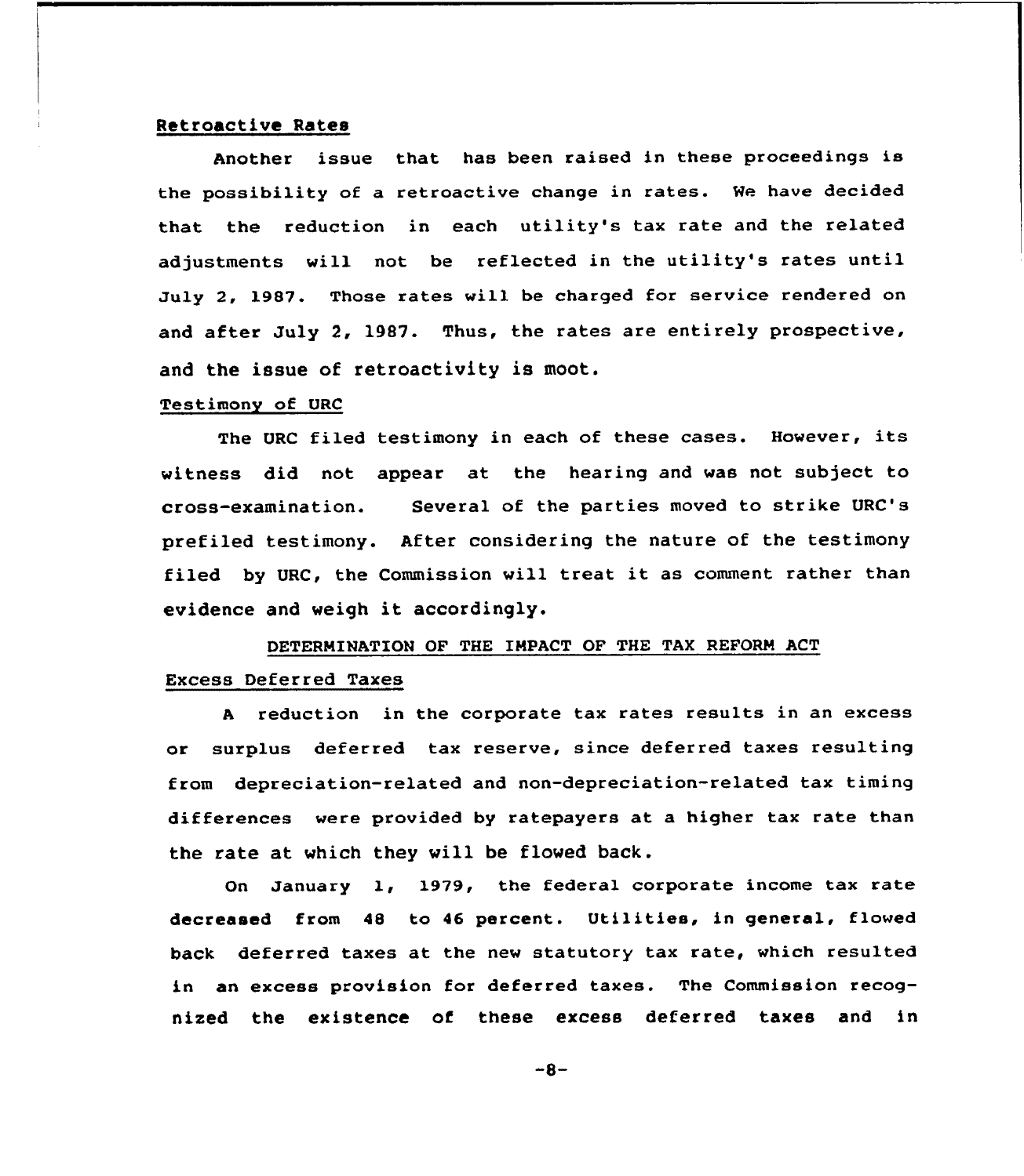Retroactive Rates

Another issue that has been raised in these proceedings is the possibility of a retroactive change in rates. We have decided that the reduction in each utility's tax rate and the related adjustments will not be reflected in the utility's rates until July 2, 1987. Those rates will be charged for service rendered on and after July 2, 1987. Thus, the rates are entirely prospective, and the issue of retroactivity is moot.

Testimony of URC

The URC filed testimony in each of these cases. However, its witness did not appear at the hearing and was not subject to cross-examination. Several of the parties moved to strike URC's prefiled testimony. After considering the nature of the testimony filed by URC, the Commission will treat it as comment rather than evidence and weigh it accordingly.

## DETERMINATION OF THE IMPACT OF THE TAX REFORM ACT

Excess Deferred Taxes

A reduction in the corporate tax rates results in an excess or surplus deferred tax reserve, since deferred taxes resulting from depreciation-related and non-depreciation-related tax timing differences were provided by ratepayers at a higher tax rate than the rate at which they will be flowed back.

On January 1, 1979, the federal corporate income tax rate decreased from 48 to 46 percent. Utilities, in general, flowed back deferred taxes at the new statutory tax rate, which resulted in an excess provision for deferred taxes. The Commission recognized the existence of these excess deferred taxes and in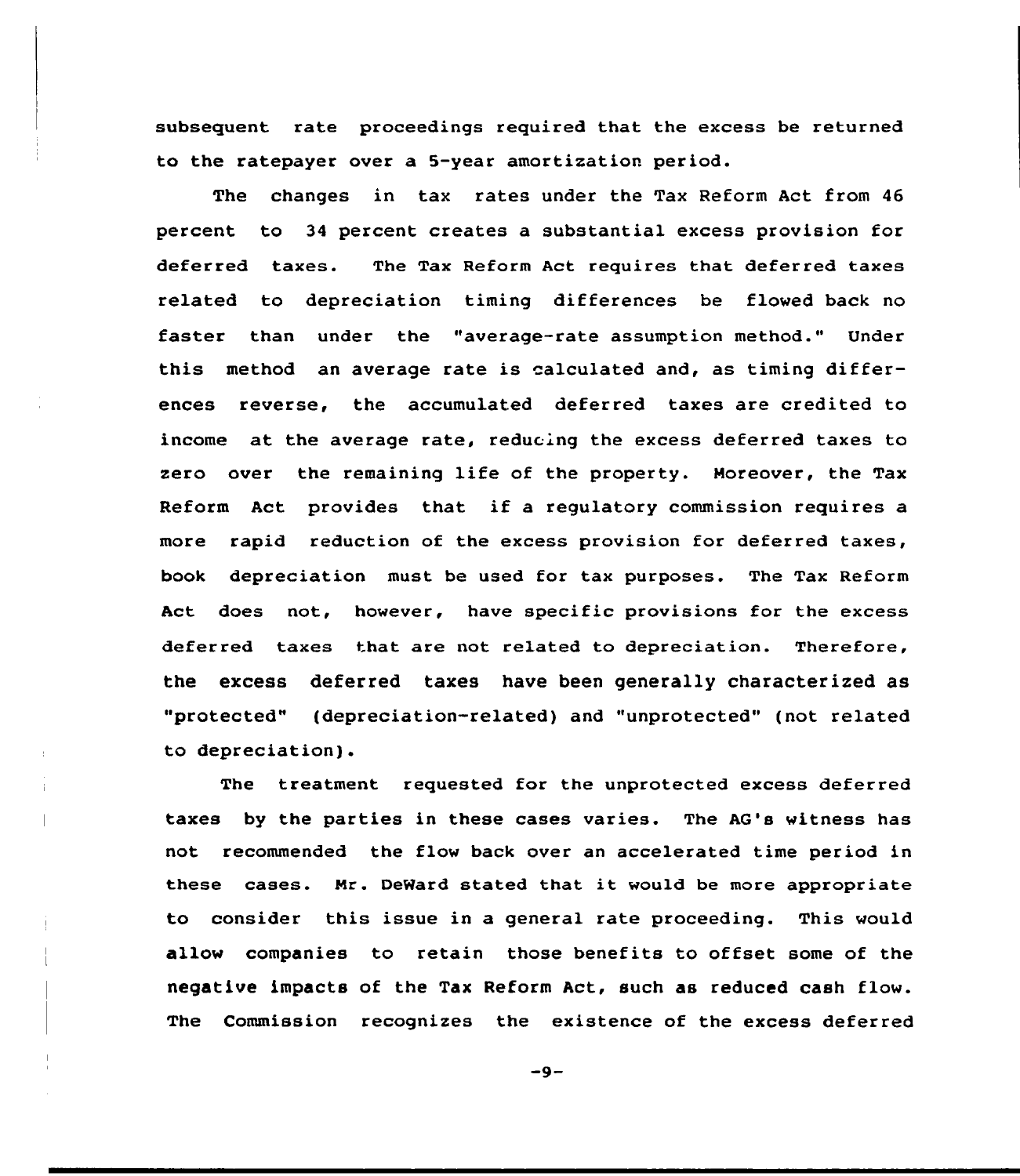subsequent rate proceedings required that the excess be returned to the ratepayer over a 5-year amortization period.

The changes in tax rates under the Tax Reform Act from 46 percent to 34 percent creates a substantial excess provision for deferred taxes. The Tax Reform Act requires that deferred taxes related to depreciation timing differences be flowed back no faster than under the "average-rate assumption method." Under this method an average rate is calculated and, as timing differences reverse, the accumulated deferred taxes are credited to income at the average rate, reducing the excess deferred taxes to zero over the remaining life of the property. Moreover, the Tax Reform Act provides that if a regulatory commission requires a more rapid reduction of the excess provision for deferred taxes, book depreciation must be used for tax purposes. The Tax Reform Act does not, however, have specific provisions for the excess deferred taxes that are not related to depreciation. Therefore, the excess deferred taxes have been generally characterized as "protected" (depreciation-related) and "unprotected" (not related to depreciation).

The treatment requested for the unprotected excess deferred taxes by the parties in these cases varies. The AG's witness has not recommended the flow back over an accelerated time period in these cases. Mr. DeWard stated that it would be more appropriate to consider this issue in a general rate proceeding. This would allow companies to retain those benefits to offset some of the negative impacts of the Tax Reform Act, such as reduced cash flow. The Commission recognizes the existence of the excess deferred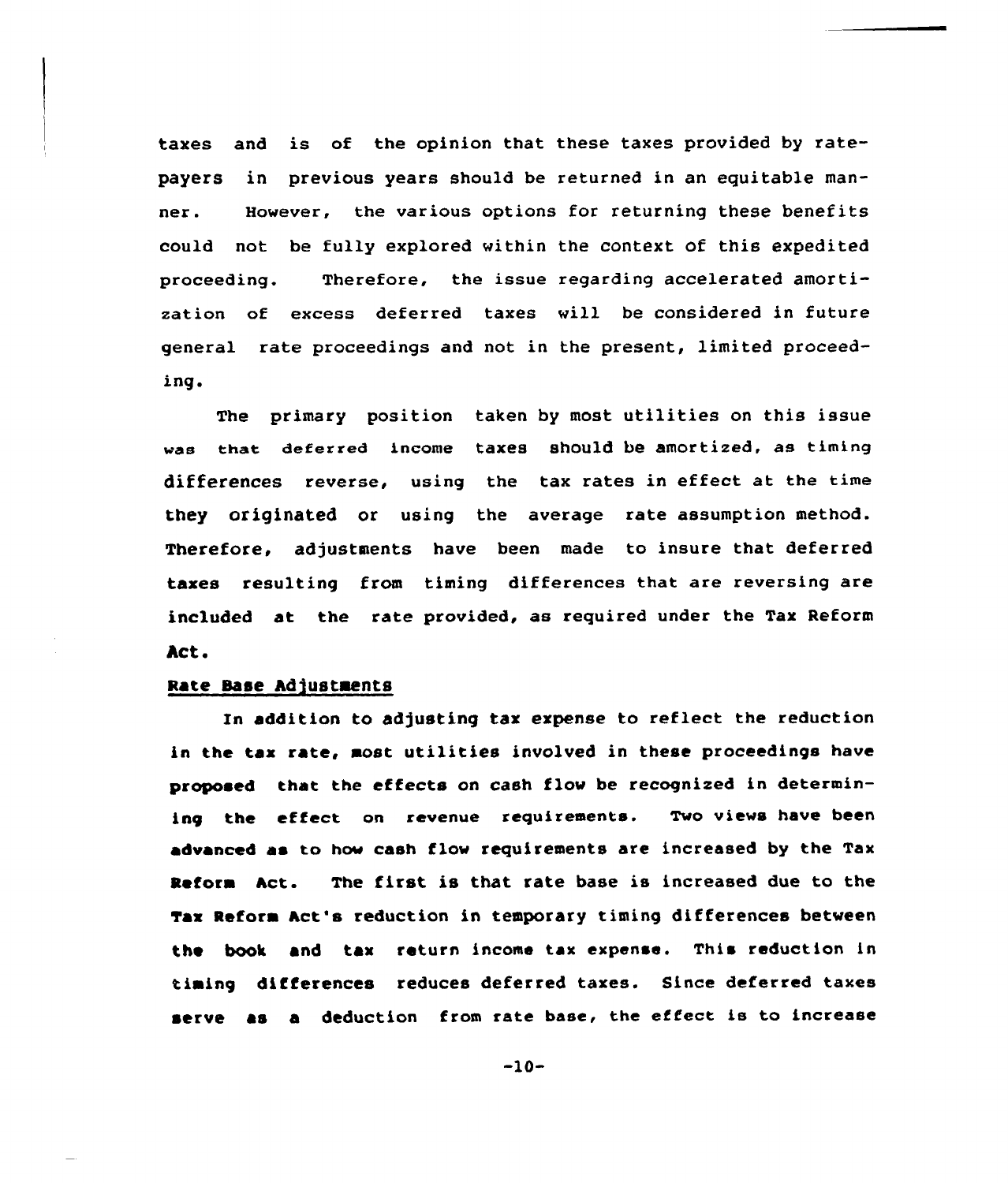taxes and is of the opinion that these taxes provided by ratepayers in previous years should be returned in an equitable manner. However, the various options for returning these benefits could not be fully explored within the context of this expedited proceeding. Therefore, the issue regarding accelerated amortization of excess deferred taxes will be considered in future general rate proceedings and not in the present, limited proceeding.

The primary position taken by most utilities on this issue was that deferred income taxes should be amortized, as timing differences reverse, using the tax rates in effect at the time they originated or using the average rate assumption method. Therefore, adjustments have been made to insure that deferred taxes resulting from timing differences that are reversing are included at the rate provided, as required under the Tax Reform Act.

<u>Rate Base Adjustments</u>

In addition to adjusting tax expense to reflect the reduction in the tax rate, most utilities involved in these proceedings have proposed that the effects on cash flow be recognized in determining the effect on revenue requirements. Two views have been advanced as to how cash flow requirements are increased by the Tax Reform Act. The first is that rate base is increased due to the Tax Reform Act's reduction in temporary timing differences between the book and tax return income tax expense. This reduction in timing differences reduces deferred taxes. Since deferred taxes serve as a deduction from rate base, the effect is to increase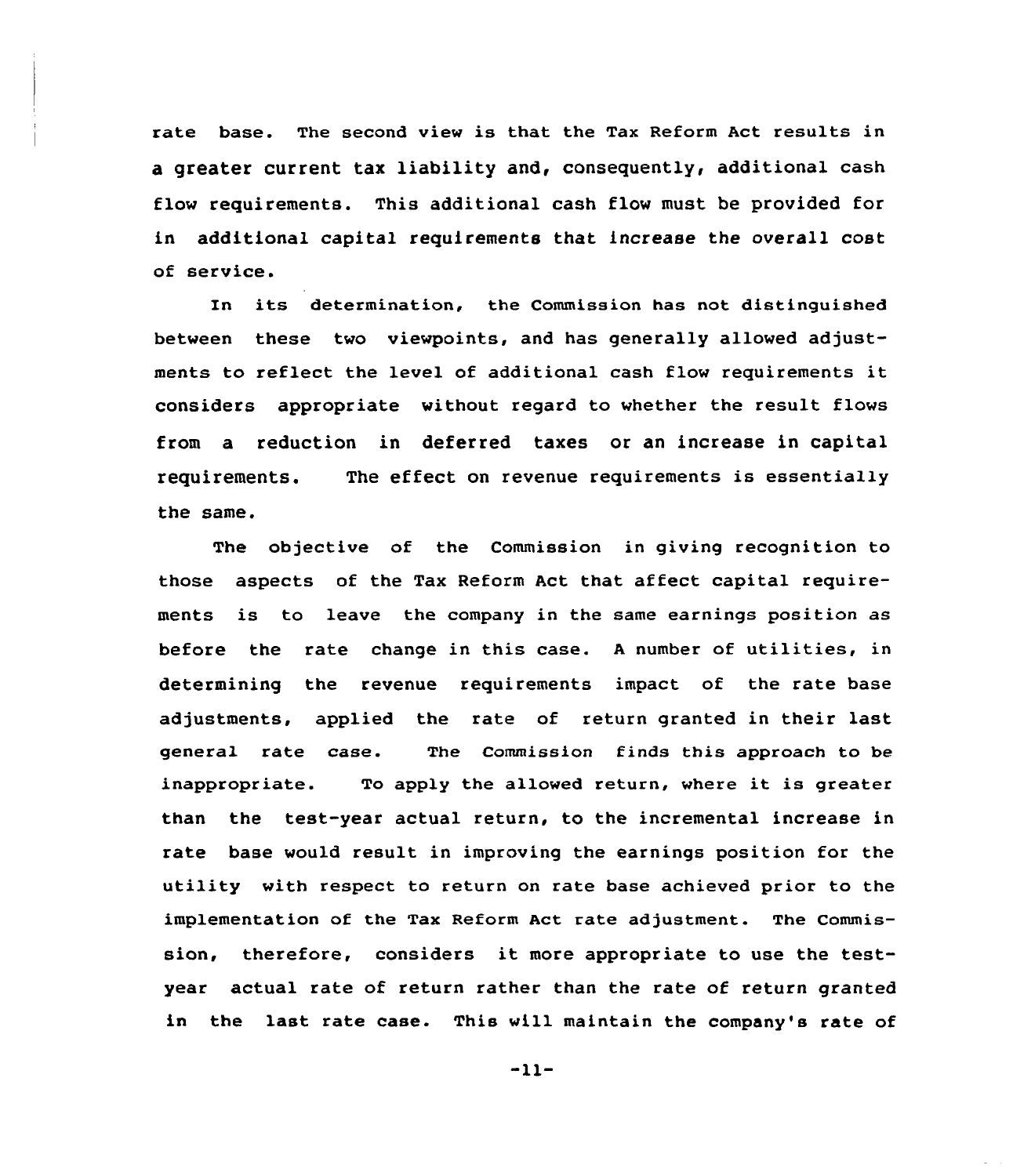rate base. The second view is that the Tax Reform Act results in a greater current tax liability and, consequently, additional cash flow requirements. This additional cash flow must be provided for in additional capital requirements that increase the overall cost of service.

In its determination, the Commission has not distinguished between these two viewpoints, and has generally allowed adjustments to reflect the level of additional cash flow requirements it considers appropriate without regard to whether the result flows from a reduction in deferred taxes or an increase in capital requirements. The effect on revenue requirements is essentially the same.

The objective of the Commission in giving recognition to those aspects of the Tax Reform Act that affect capital requirements is to leave the company in the same earnings position as before the rate change in this case. A number of utilities, in determining the revenue requirements impact of the rate base adjustments, applied the rate of return granted in their last general rate case. The Commission finds this approach to be inappropriate. To apply the allowed return, where it is greater than the test-year actual return, to the incremental increase in rate base would result in improving the earnings position for the utility with respect to return on rate base achieved prior to the implementation of the Tax Reform Act rate adjustment. The Commission, therefore, considers it more appropriate to use the test-year actual rate of return rather than the rate of return granted in the last rate case. This will maintain the company's rate of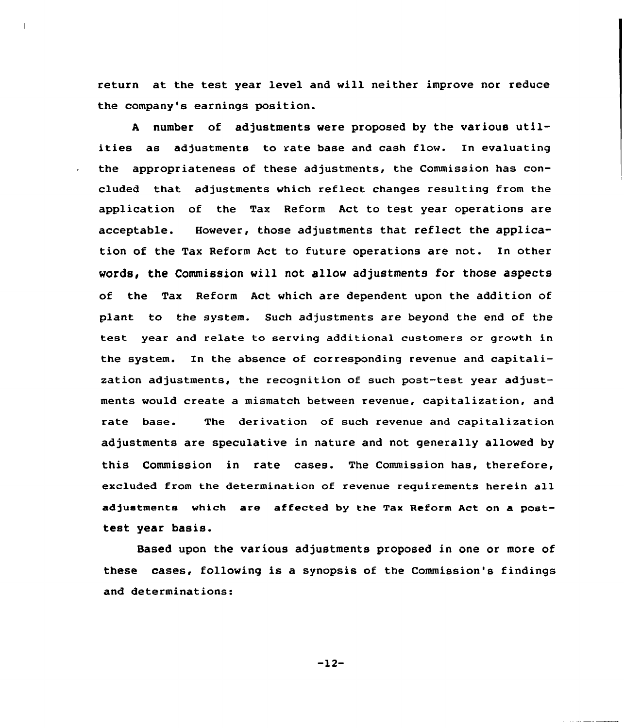return at the test year level and will neither improve nor reduce the company's earnings position.

A number of adjustments were proposed by the various utilities as adjustments to rate base and cash flow. In evaluating the appropriateness of these adjustments, the Commission has concluded that adjustments which reflect changes resulting from the application of the Tax Reform Act to test year operations are acceptable. However, those adjustments that reflect the application of the Tax Reform Act to future operations are not. In other words, the Commission will not allow adjustments for those aspects of the Tax Reform Act which are dependent upon the addition of plant to the system. Such adjustments are beyond the end of the test year and relate to serving additional customers or growth in the system. In the absence of corresponding revenue and capitalization adjustments, the recognition of such post-test year adjustments would create a mismatch between revenue, capitalization, and rate base. The derivation of such revenue and capitalization adjustments are speculative in nature and not generally allowed by this Commission in rate cases. The Commission has, therefore, excluded from the determination of revenue requirements herein all adjustments which are affected by the Tax Reform Act on a post-test year basis.

Based upon the various adjustments proposed in one or more of these cases, following is a synopsis of the Commission's findings and determinations: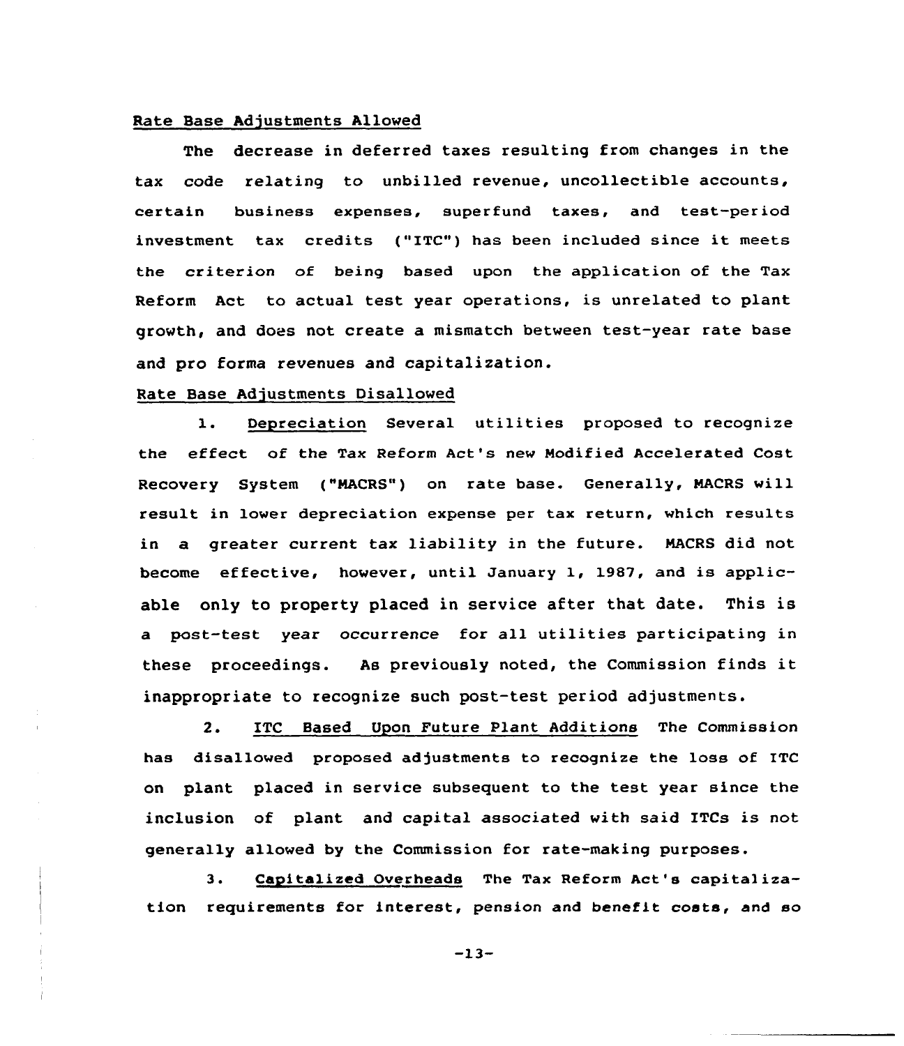Rate Base Adjustments Allowed

The decrease in deferred taxes resulting from changes in the tax code relating to unbilled revenue, uncollectible accounts, certain business expenses, superfund taxes, and test-period investment tax credits ("ITC") has been included since it meets the criterion of being based upon the application of the Tax Reform Act to actual test year operations, is unrelated to plant growth, and does not create a mismatch between test-year rate base and pro forma revenues and capitalization.

Rate Base Adjustments Disallowed

1. Depreciation Several utilities proposed to recognize the effect of the Tax Reform Act's new Modified Accelerated Cost Recovery System ("MACRS") on rate base. Generally, MACRS will result in lower depreciation expense per tax return, which results in a greater current tax liability in the future. MACRS did not become effective, however, until January 1, 1987, and is applicable only to property placed in service after that date. This is a post-test year occurrence for all utilities participating in these proceedings. As previously noted, the Commission finds it inappropriate to recognize such post-test period adjustments.

2. ITC Based Upon Future Plant Additions The Commission has disallowed proposed adjustments to recognize the loss of ITC on plant placed in service subsequent to the test year since the inclusion of plant and capital associated with said ITCs is not generally allowed by the Commission for rate-making purposes.

3. Capitalized Overheads The Tax Reform Act's capitalization requirements for interest, pension and benefit costs, and so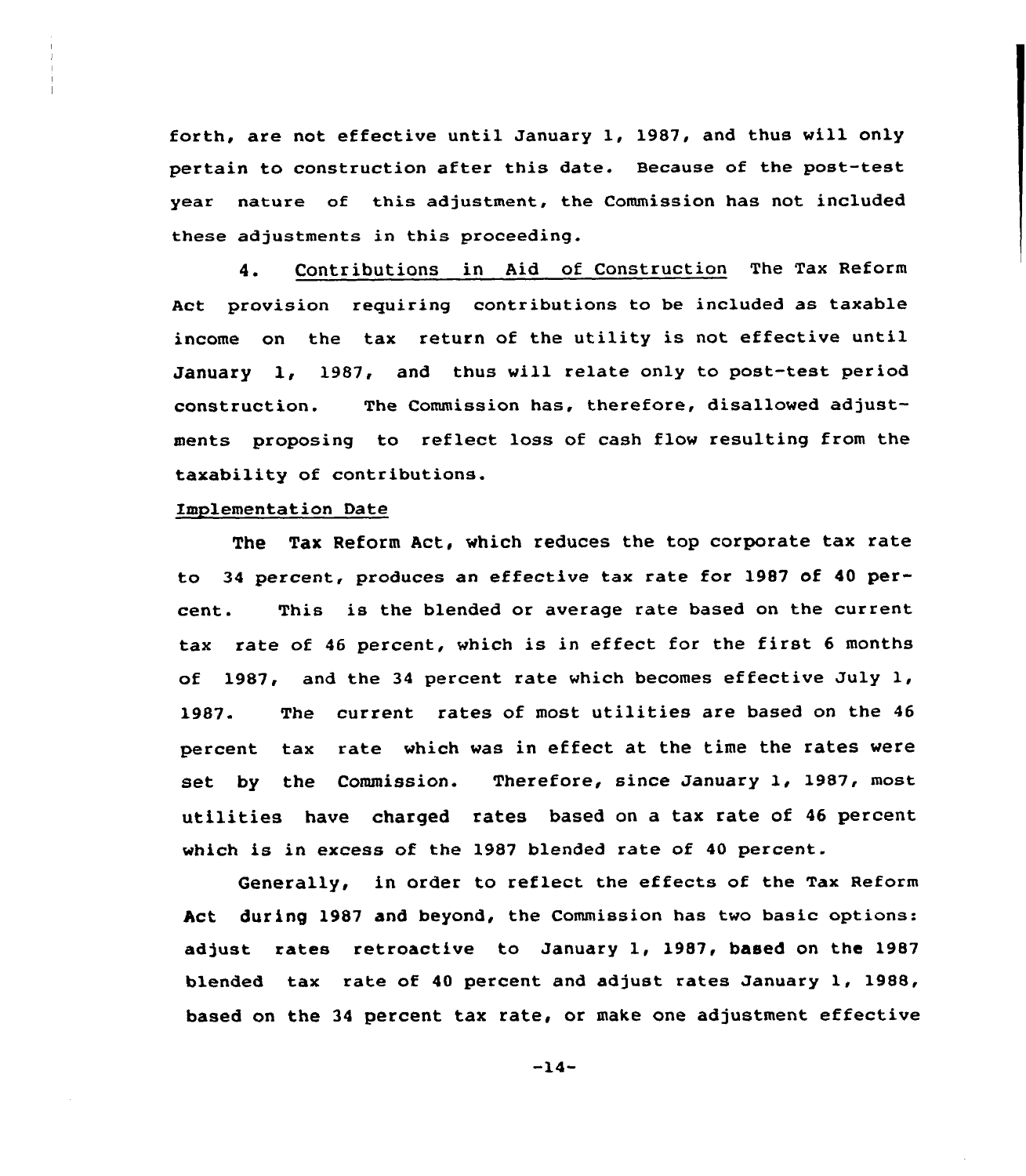forth, are not effective until January 1, 1987, and thus will only pertain to construction after this date. Because of the post-test year nature of this adjustment, the Commission has not included these adjustments in this proceeding.

4. Contributions in Aid of Construction The Tax Reform Act provision requiring contributions to be included as taxable income on the tax return of the utility is not effective until January 1, 1987, and thus will relate only to post-test period construction. The Commission has, therefore, disallowed adjustments proposing to reflect loss of cash flow resulting from the taxability of contributions.

Implementation Date

The Tax Reform Act, which reduces the top corporate tax rate to 34 percent, produces an effective tax rate for 1987 of 40 percent. This is the blended or average rate based on the current tax rate of 46 percent, which is in effect for the first 6 months of 1987, and the 34 percent rate which becomes effective July 1, 1987. The current rates of most utilities are based on the 46 percent tax rate which was in effect at the time the rates were set by the Commission. Therefore, since January 1, 1987, most utilities have charged rates based on a tax rate of 46 percent which is in excess of the 1987 blended rate of 40 percent.

Generally, in order to reflect the effects of the Tax Reform Act during 1987 and beyond, the Commission has two basic options: adjust rates retroactive to January 1, 1987, based on the 1987 blended tax rate of 40 percent and adjust rates January 1, 1988, based on the 34 percent tax rate, or make one adjustment effective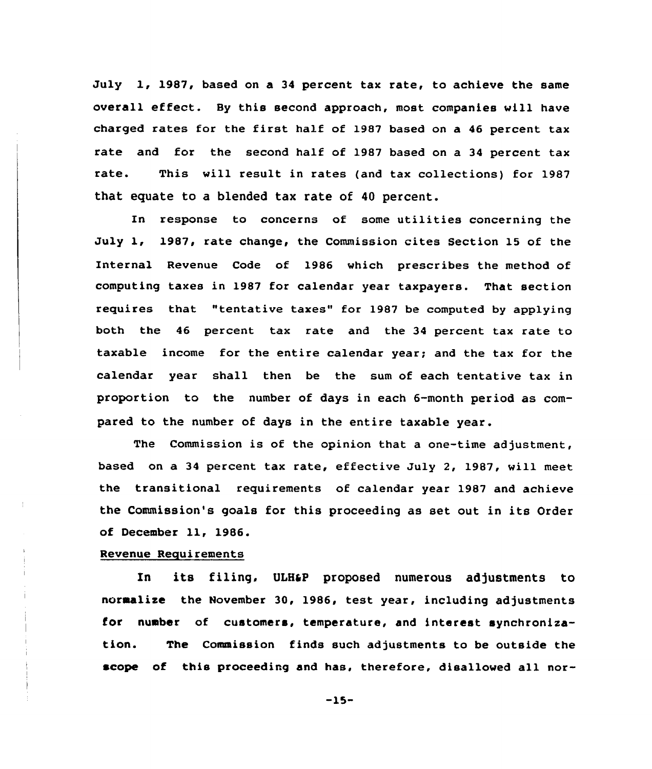July 1, 1987, based on a 34 percent tax rate, to achieve the same overall effect. By this second approach, most companies will have charged rates for the first half of 1987 based on a 46 percent tax rate and for the second half of 1987 based on a 34 percent tax rate. This will result in rates (and tax collections) for 1987 that equate to a blended tax rate of 40 percent.

In response to concerns of some utilities concerning the July 1, 1987, rate change, the Commission cites Section 15 of the Internal Revenue Code of 1986 which prescribes the method of computing taxes in 1987 for calendar year taxpayers. That section requires that "tentative taxes" for 1987 be computed by applying both the 46 percent tax rate and the 34 percent tax rate to taxable income for the entire calendar year; and the tax for the calendar year shall then be the sum of each tentative tax in proportion to the number of days in each 6-month period as compared to the number of days in the entire taxable year.

The Commission is of the opinion that a one-time adjustment, based on a 34 percent tax rate, effective July 2, 1987, will meet the transitional requirements of calendar year 1987 and achieve the Commission's goals for this proceeding as set out in its Order of December 11, 1986.

Revenue Requirements

In its filing, ULH&P proposed numerous adjustments to normalize the November 30, 1986, test year, including adjustments for number of customers, temperature, and interest synchronization. The Commission finds such adjustments to be outside the scope of this proceeding and has, therefore, disallowed all nor-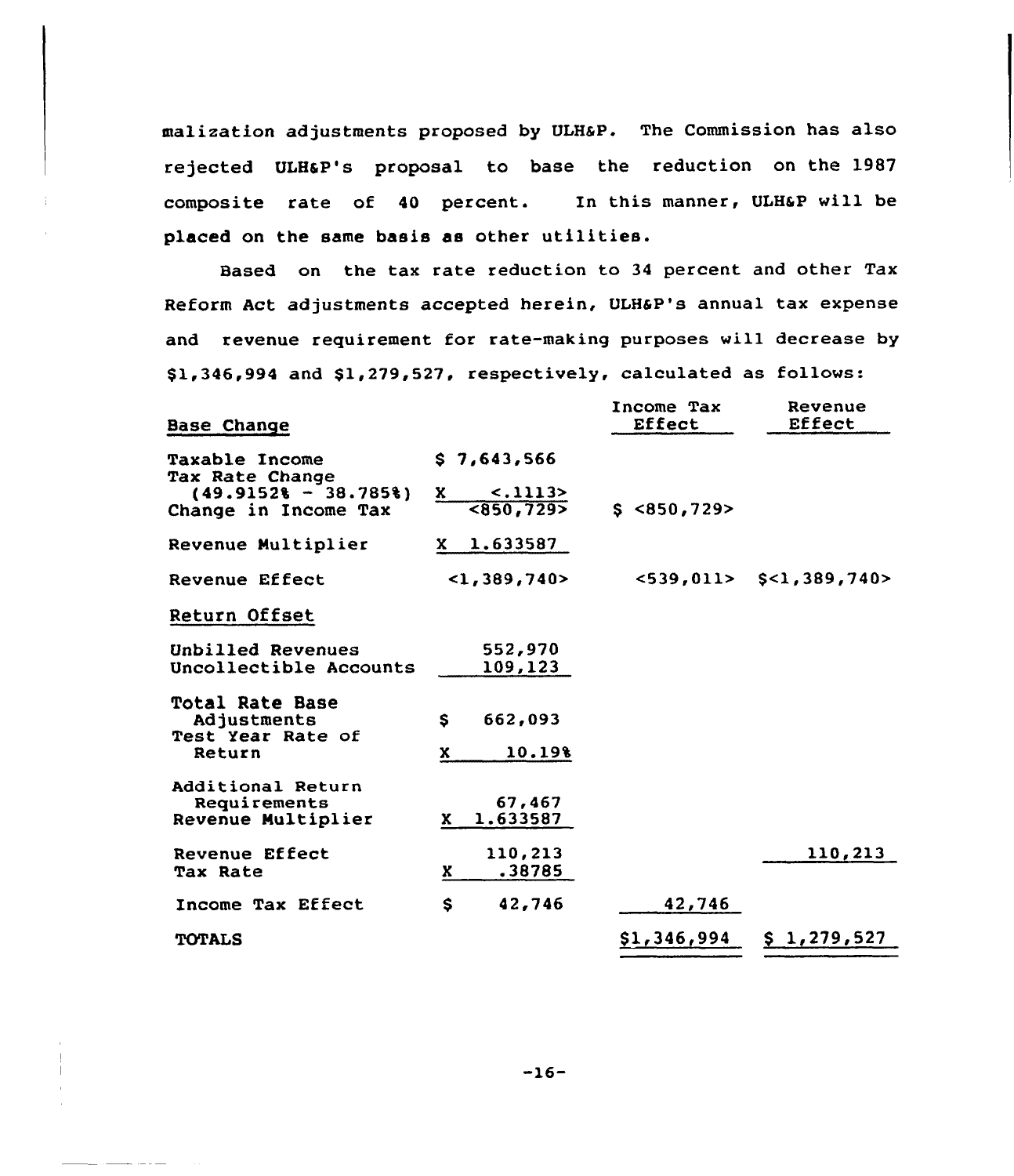malization adjustments proposed by ULH&P. The Commission has also rejected ULH&P's proposal to base the reduction on the 1987 composite rate of 40 percent. In this manner, ULH&P will be placed on the same basis as other utilities.

Based on the tax rate reduction to 34 percent and other Tax Reform Act adjustments accepted herein, ULH&P's annual tax expense and revenue requirement for rate-making purposes will decrease by $1,346,994 and $1,279,527, respectively, calculated as follows:

| Base Change | | Income Tax Effect | Revenue Effect |
|---|---|---|---|
| Taxable Income | $ 7,643,566 | | |
| Tax Rate Change (49.9152% - 38.785%) | X <.1113> | | |
| Change in Income Tax | <850,729> | $ <850,729> | |
| Revenue Multiplier | X 1.633587 | | |
| Revenue Effect | <1,389,740> | <539,011> | $<1,389,740> |
| Return Offset | | | |
| Unbilled Revenues | 552,970 | | |
| Uncollectible Accounts | 109,123 | | |
| Total Rate Base Adjustments | $ 662,093 | | |
| Test Year Rate of Return | X 10.19% | | |
| Additional Return Requirements | 67,467 | | |
| Revenue Multiplier | X 1.633587 | | |
| Revenue Effect | 110,213 | | 110,213 |
| Tax Rate | X .38785 | | |
| Income Tax Effect | $ 42,746 | 42,746 | |
| TOTALS | | $1,346,994 | $ 1,279,527 |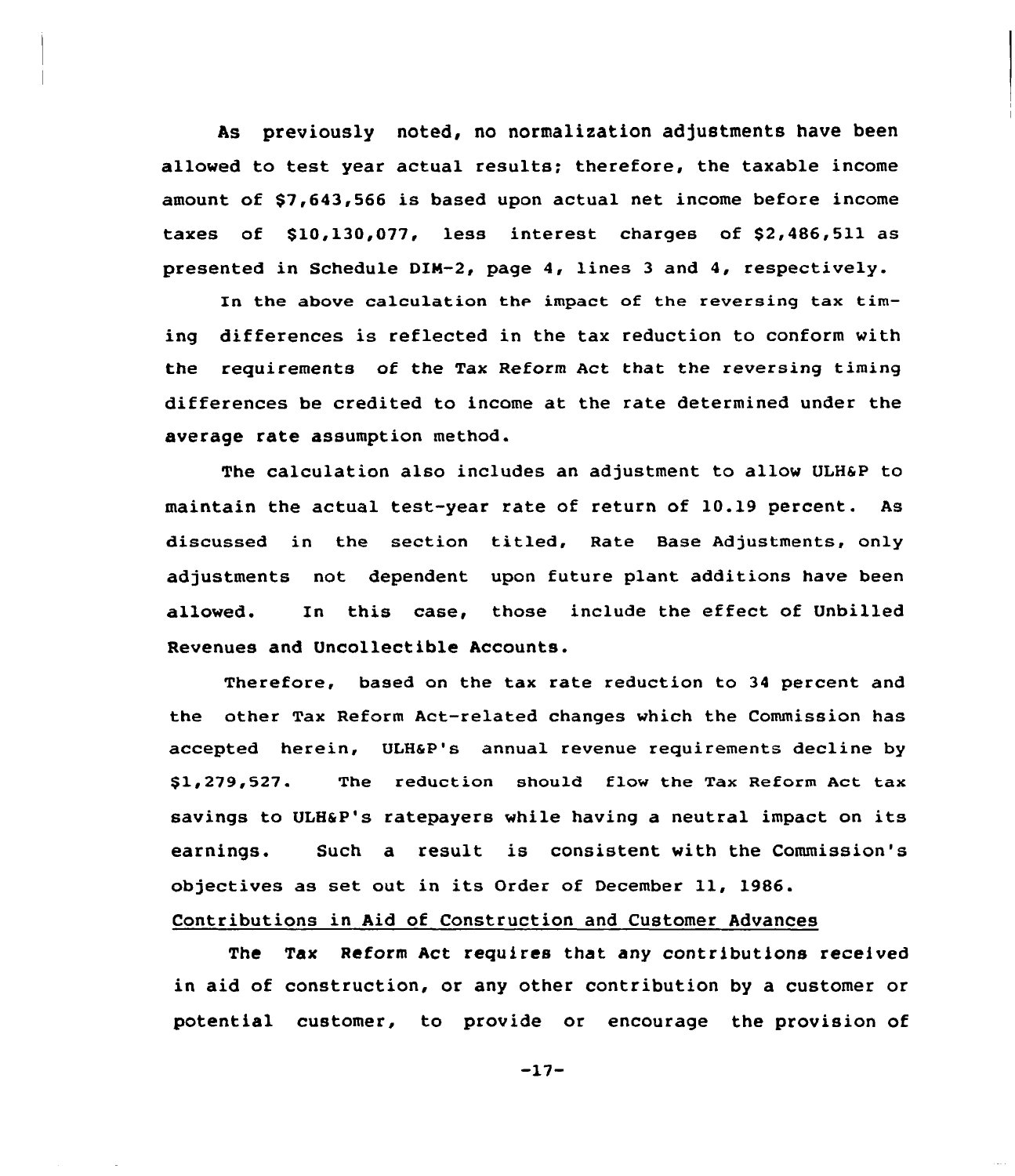As previously noted, no normalization adjustments have been allowed to test year actual results; therefore, the taxable income amount of $7,643,566 is based upon actual net income before income taxes of $10,130,077, less interest charges of $2,486,511 as presented in Schedule DIM-2, page 4, lines 3 and 4, respectively.

In the above calculation the impact of the reversing tax timing differences is reflected in the tax reduction to conform with the requirements of the Tax Reform Act that the reversing timing differences be credited to income at the rate determined under the average rate assumption method.

The calculation also includes an adjustment to allow ULH&P to maintain the actual test-year rate of return of 10.19 percent. As discussed in the section titled, Rate Base Adjustments, only adjustments not dependent upon future plant additions have been allowed. In this case, those include the effect of Unbilled Revenues and Uncollectible Accounts.

Therefore, based on the tax rate reduction to 34 percent and the other Tax Reform Act-related changes which the Commission has accepted herein, ULH&P's annual revenue requirements decline by $1,279,527. The reduction should flow the Tax Reform Act tax savings to ULH&P's ratepayers while having a neutral impact on its earnings. Such a result is consistent with the Commission's objectives as set out in its Order of December 11, 1986.

Contributions in Aid of Construction and Customer Advances

The Tax Reform Act requires that any contributions received in aid of construction, or any other contribution by a customer or potential customer, to provide or encourage the provision of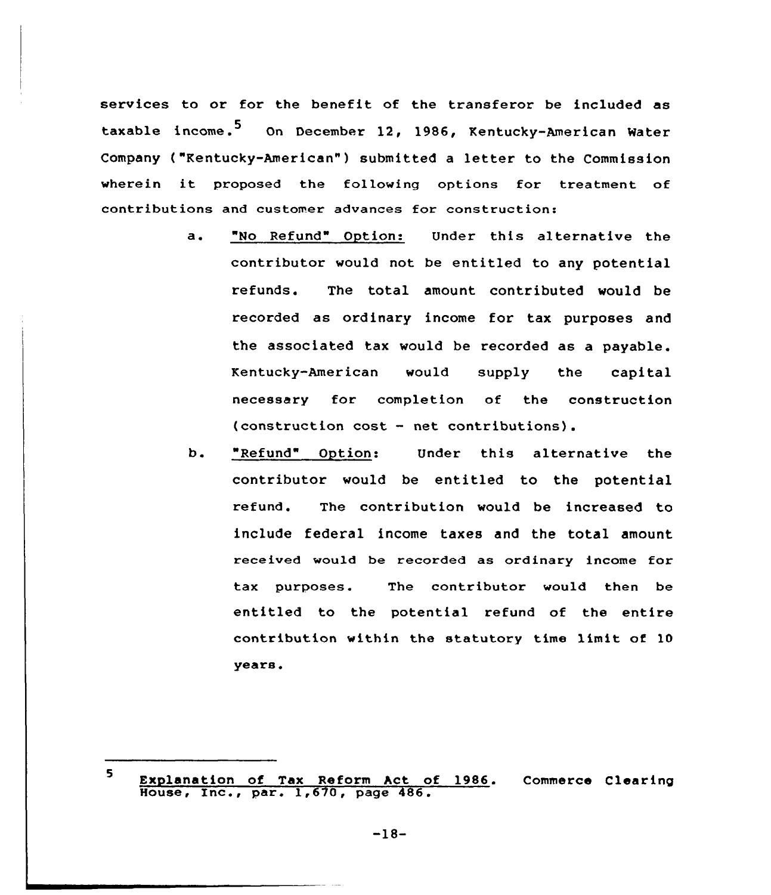services to or for the benefit of the transferor be included as taxable income.[5] On December 12, 1986, Kentucky-American Water Company ("Kentucky-American") submitted a letter to the Commission wherein it proposed the following options for treatment of contributions and customer advances for construction:

a. "No Refund" Option: Under this alternative the contributor would not be entitled to any potential refunds. The total amount contributed would be recorded as ordinary income for tax purposes and the associated tax would be recorded as a payable. Kentucky-American would supply the capital necessary for completion of the construction (construction cost - net contributions).

b. "Refund" Option: Under this alternative the contributor would be entitled to the potential refund. The contribution would be increased to include federal income taxes and the total amount received would be recorded as ordinary income for tax purposes. The contributor would then be entitled to the potential refund of the entire contribution within the statutory time limit of 10 years.

---

[5] Explanation of Tax Reform Act of 1986. Commerce Clearing House, Inc., par. 1,670, page 486.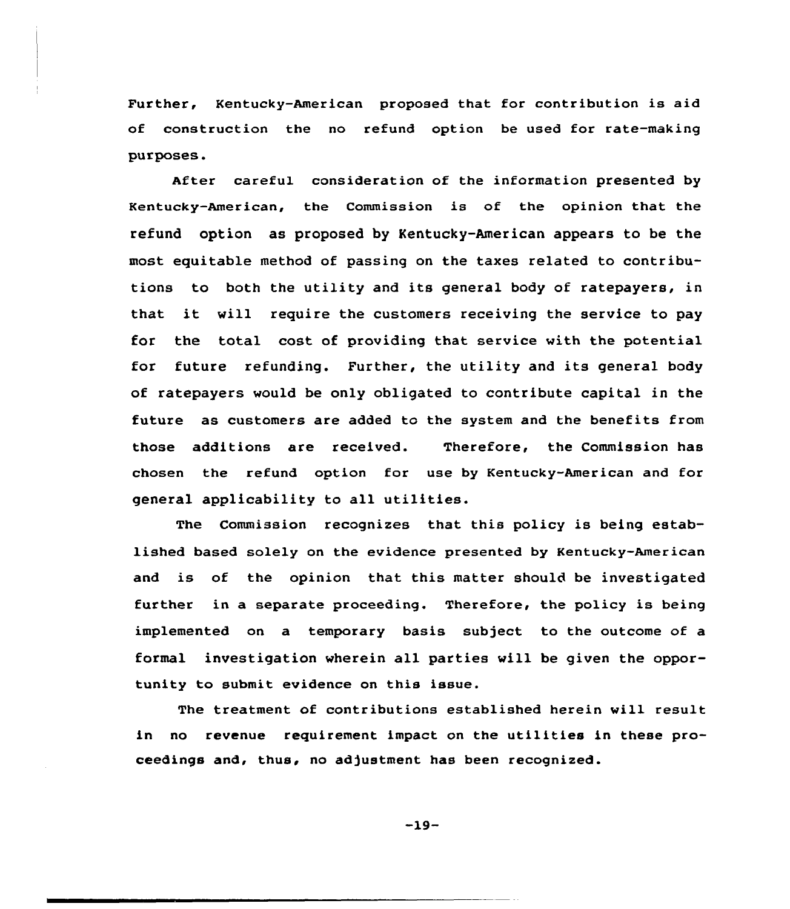Further, Kentucky-American proposed that for contribution is aid of construction the no refund option be used for rate-making purposes.

After careful consideration of the information presented by Kentucky-American, the Commission is of the opinion that the refund option as proposed by Kentucky-American appears to be the most equitable method of passing on the taxes related to contributions to both the utility and its general body of ratepayers, in that it will require the customers receiving the service to pay for the total cost of providing that service with the potential for future refunding. Further, the utility and its general body of ratepayers would be only obligated to contribute capital in the future as customers are added to the system and the benefits from those additions are received. Therefore, the Commission has chosen the refund option for use by Kentucky-American and for general applicability to all utilities.

The Commission recognizes that this policy is being established based solely on the evidence presented by Kentucky-American and is of the opinion that this matter should be investigated further in a separate proceeding. Therefore, the policy is being implemented on a temporary basis subject to the outcome of a formal investigation wherein all parties will be given the opportunity to submit evidence on this issue.

The treatment of contributions established herein will result in no revenue requirement impact on the utilities in these proceedings and, thus, no adjustment has been recognized.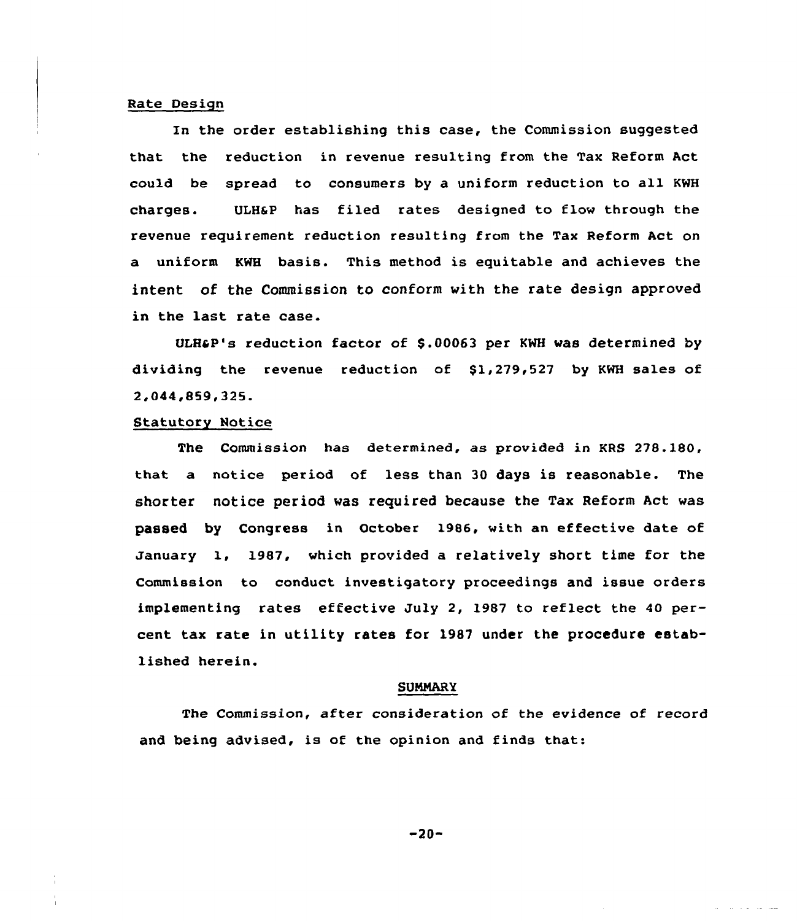Rate Design

In the order establishing this case, the Commission suggested that the reduction in revenue resulting from the Tax Reform Act could be spread to consumers by a uniform reduction to all KWH charges. ULH&P has filed rates designed to flow through the revenue requirement reduction resulting from the Tax Reform Act on a uniform KWH basis. This method is equitable and achieves the intent of the Commission to conform with the rate design approved in the last rate case.

ULH&P's reduction factor of $.00063 per KWH was determined by dividing the revenue reduction of $1,279,527 by KWH sales of 2,044,859,325.

Statutory Notice

The Commission has determined, as provided in KRS 278.180, that a notice period of less than 30 days is reasonable. The shorter notice period was required because the Tax Reform Act was passed by Congress in October 1986, with an effective date of January 1, 1987, which provided a relatively short time for the Commission to conduct investigatory proceedings and issue orders implementing rates effective July 2, 1987 to reflect the 40 percent tax rate in utility rates for 1987 under the procedure established herein.

SUMMARY

The Commission, after consideration of the evidence of record and being advised, is of the opinion and finds that: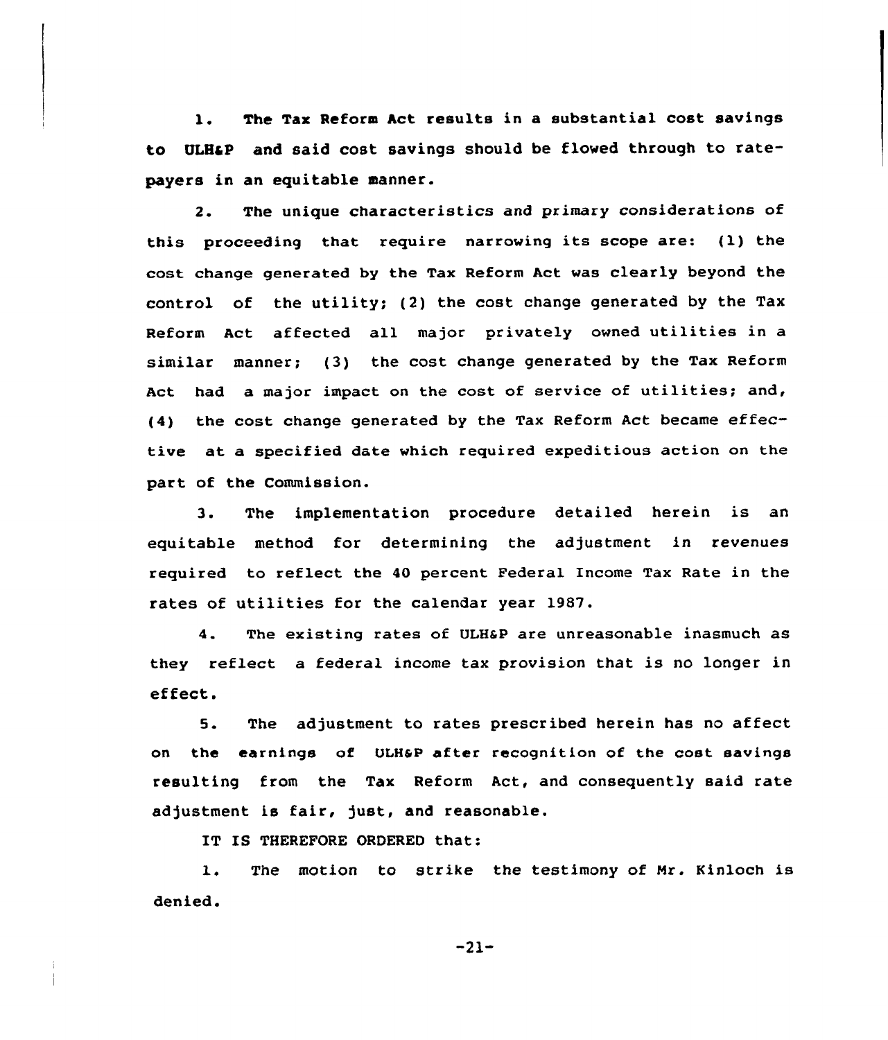1. The Tax Reform Act results in a substantial cost savings to ULH&P and said cost savings should be flowed through to ratepayers in an equitable manner.

2. The unique characteristics and primary considerations of this proceeding that require narrowing its scope are: (1) the cost change generated by the Tax Reform Act was clearly beyond the control of the utility; (2) the cost change generated by the Tax Reform Act affected all major privately owned utilities in a similar manner; (3) the cost change generated by the Tax Reform Act had a major impact on the cost of service of utilities; and, (4) the cost change generated by the Tax Reform Act became effective at a specified date which required expeditious action on the part of the Commission.

3. The implementation procedure detailed herein is an equitable method for determining the adjustment in revenues required to reflect the 40 percent Federal Income Tax Rate in the rates of utilities for the calendar year 1987.

4. The existing rates of ULH&P are unreasonable inasmuch as they reflect a federal income tax provision that is no longer in effect.

5. The adjustment to rates prescribed herein has no affect on the earnings of ULH&P after recognition of the cost savings resulting from the Tax Reform Act, and consequently said rate adjustment is fair, just, and reasonable.

IT IS THEREFORE ORDERED that:

1. The motion to strike the testimony of Mr. Kinloch is denied.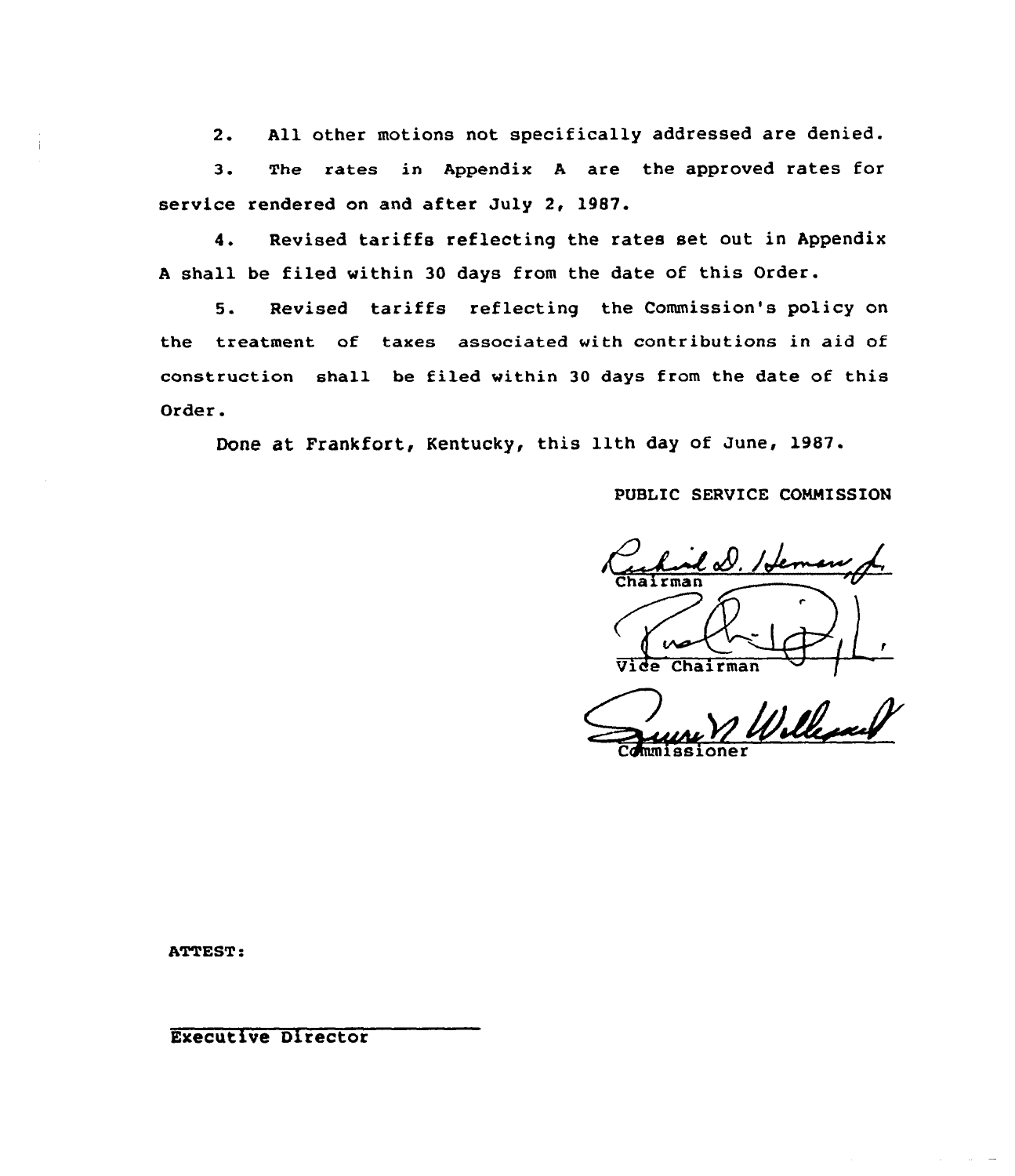2. All other motions not specifically addressed are denied.

3. The rates in Appendix A are the approved rates for service rendered on and after July 2, 1987.

4. Revised tariffs reflecting the rates set out in Appendix A shall be filed within 30 days from the date of this Order.

5. Revised tariffs reflecting the Commission's policy on the treatment of taxes associated with contributions in aid of construction shall be filed within 30 days from the date of this Order.

Done at Frankfort, Kentucky, this 11th day of June, 1987.

PUBLIC SERVICE COMMISSION

Chairman

Vice Chairman

Commissioner

ATTEST:

Executive Director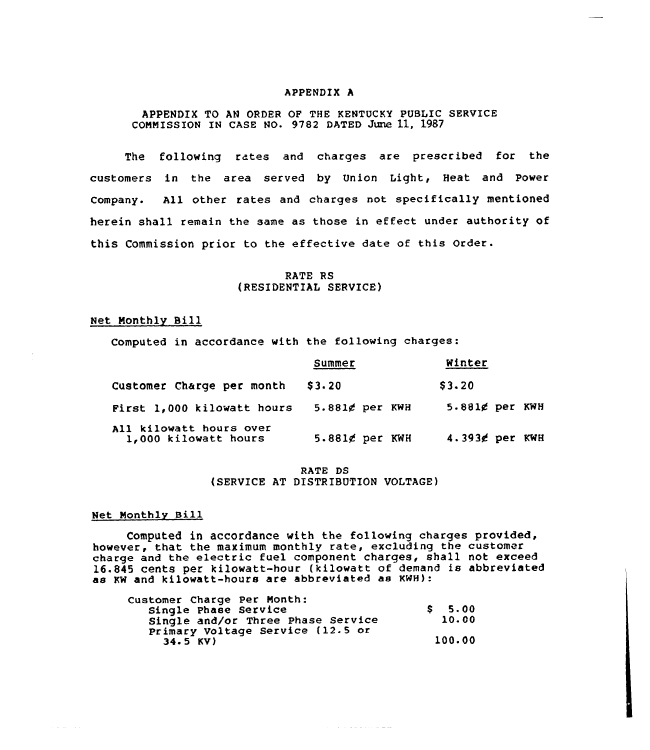# APPENDIX A

APPENDIX TO AN ORDER OF THE KENTUCKY PUBLIC SERVICE COMMISSION IN CASE NO. 9782 DATED June 11, 1987

The following rates and charges are prescribed for the customers in the area served by Union Light, Heat and Power Company. All other rates and charges not specifically mentioned herein shall remain the same as those in effect under authority of this Commission prior to the effective date of this Order.

## RATE RS
## (RESIDENTIAL SERVICE)

Net Monthly Bill

Computed in accordance with the following charges:

| | Summer | Winter |
|---|---|---|
| Customer Charge per month | $3.20 | $3.20 |
| First 1,000 kilowatt hours | 5.881¢ per KWH | 5.881¢ per KWH |
| All kilowatt hours over 1,000 kilowatt hours | 5.881¢ per KWH | 4.393¢ per KWH |

## RATE DS
## (SERVICE AT DISTRIBUTION VOLTAGE)

Net Monthly Bill

Computed in accordance with the following charges provided, however, that the maximum monthly rate, excluding the customer charge and the electric fuel component charges, shall not exceed 16.845 cents per kilowatt-hour (kilowatt of demand is abbreviated as KW and kilowatt-hours are abbreviated as KWH):

| Customer Charge Per Month: | |
|---|---|
| Single Phase Service | $ 5.00 |
| Single and/or Three Phase Service | 10.00 |
| Primary Voltage Service (12.5 or 34.5 KV) | 100.00 |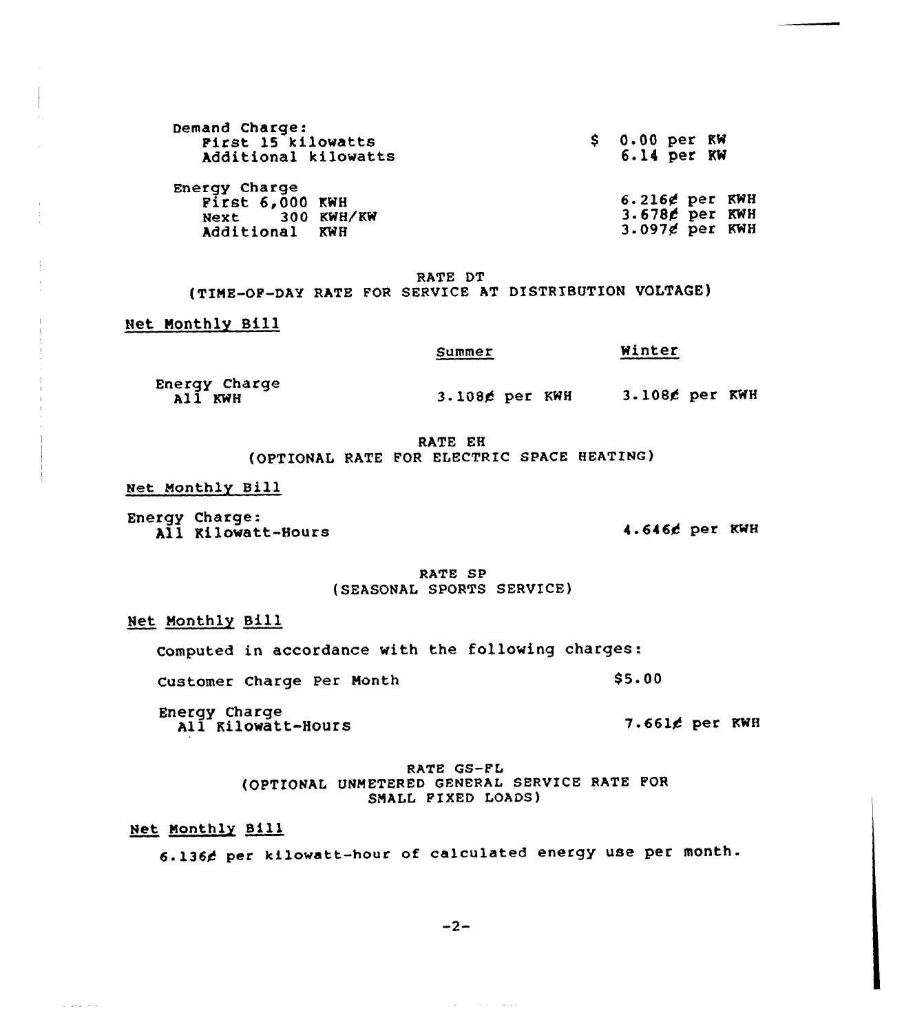| Demand Charge: | |
|---|---|
| First 15 kilowatts | $ 0.00 per KW |
| Additional kilowatts | 6.14 per KW |

| Energy Charge | |
|---|---|
| First 6,000 KWH | 6.216¢ per KWH |
| Next 300 KWH/KW | 3.678¢ per KWH |
| Additional KWH | 3.097¢ per KWH |

## RATE DT
## (TIME-OF-DAY RATE FOR SERVICE AT DISTRIBUTION VOLTAGE)

Net Monthly Bill

| | Summer | Winter |
|---|---|---|
| Energy Charge All KWH | 3.108¢ per KWH | 3.108¢ per KWH |

## RATE EH
## (OPTIONAL RATE FOR ELECTRIC SPACE HEATING)

Net Monthly Bill

| Energy Charge: | |
|---|---|
| All Kilowatt-Hours | 4.646¢ per KWH |

## RATE SP
## (SEASONAL SPORTS SERVICE)

Net Monthly Bill

Computed in accordance with the following charges:

| | |
|---|---|
| Customer Charge Per Month | $5.00 |
| Energy Charge All Kilowatt-Hours | 7.661¢ per KWH |

## RATE GS-FL
## (OPTIONAL UNMETERED GENERAL SERVICE RATE FOR SMALL FIXED LOADS)

Net Monthly Bill

6.136¢ per kilowatt-hour of calculated energy use per month.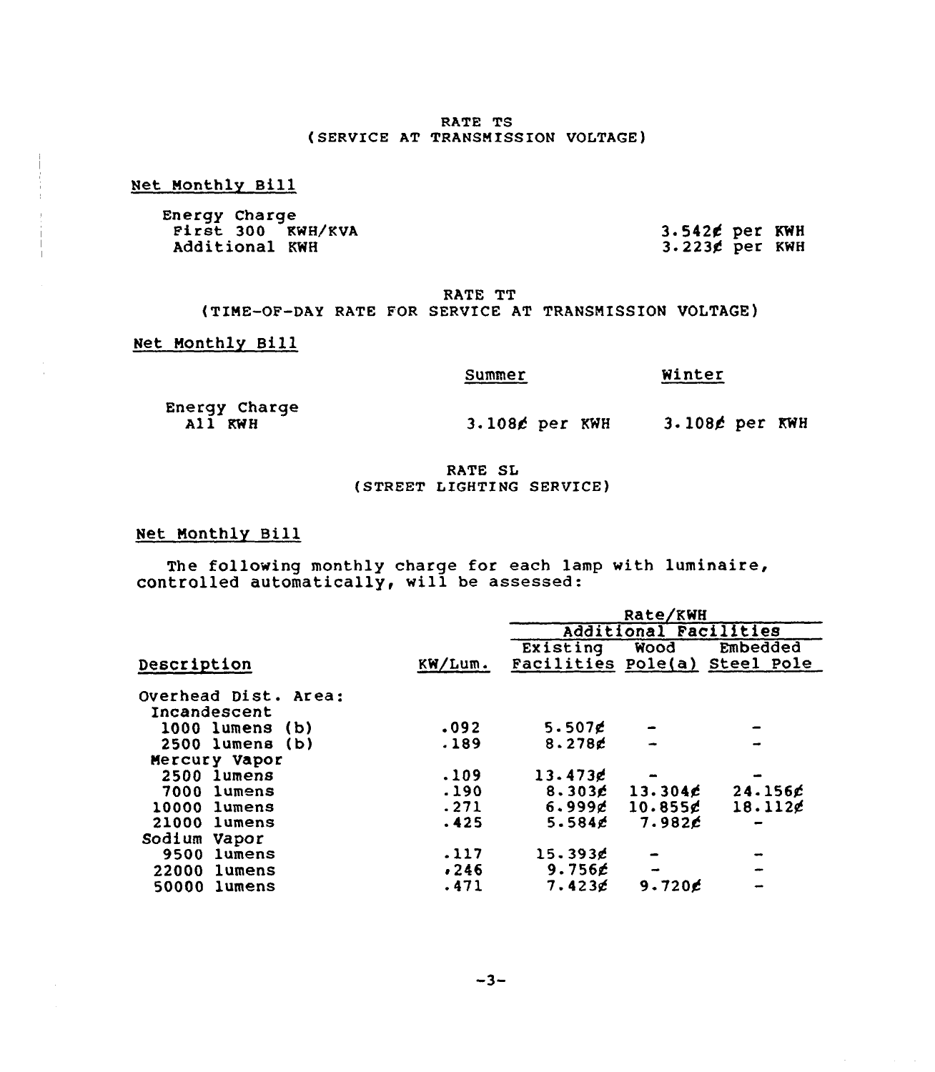## RATE TS
## (SERVICE AT TRANSMISSION VOLTAGE)

Net Monthly Bill

| Energy Charge | |
|---|---|
| First 300 KWH/KVA | 3.542¢ per KWH |
| Additional KWH | 3.223¢ per KWH |

## RATE TT
## (TIME-OF-DAY RATE FOR SERVICE AT TRANSMISSION VOLTAGE)

Net Monthly Bill

| | Summer | Winter |
|---|---|---|
| Energy Charge | | |
| All KWH | 3.108¢ per KWH | 3.108¢ per KWH |

## RATE SL
## (STREET LIGHTING SERVICE)

Net Monthly Bill

The following monthly charge for each lamp with luminaire, controlled automatically, will be assessed:

| | | Rate/KWH | | |
|---|---|---|---|---|
| | | | Additional Facilities | |
| Description | KW/Lum. | Existing Facilities | Wood Pole(a) | Embedded Steel Pole |
| Overhead Dist. Area: | | | | |
| Incandescent | | | | |
| 1000 lumens (b) | .092 | 5.507¢ | - | - |
| 2500 lumens (b) | .189 | 8.278¢ | - | - |
| Mercury Vapor | | | | |
| 2500 lumens | .109 | 13.473¢ | - | - |
| 7000 lumens | .190 | 8.303¢ | 13.304¢ | 24.156¢ |
| 10000 lumens | .271 | 6.999¢ | 10.855¢ | 18.112¢ |
| 21000 lumens | .425 | 5.584¢ | 7.982¢ | - |
| Sodium Vapor | | | | |
| 9500 lumens | .117 | 15.393¢ | - | - |
| 22000 lumens | .246 | 9.756¢ | - | - |
| 50000 lumens | .471 | 7.423¢ | 9.720¢ | - |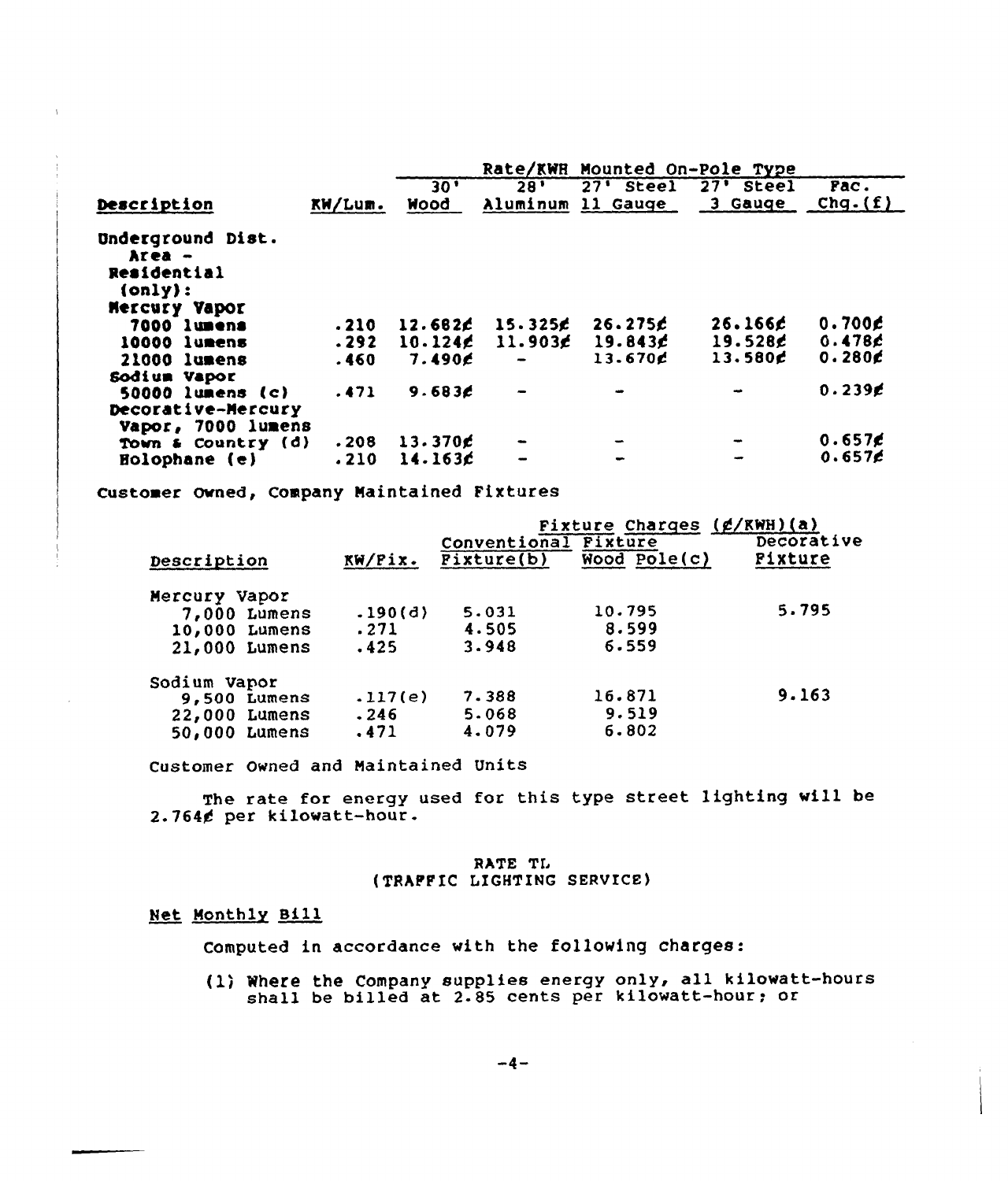| Description | KW/Lum. | Rate/KWH Mounted On-Pole Type | | | | |
|---|---|---|---|---|---|---|
| | | 30' Wood | 28' Aluminum | 27' Steel 11 Gauge | 27' Steel 3 Gauge | Fac. Chg.(f) |
| Underground Dist. Area - Residential (only): | | | | | | |
| Mercury Vapor | | | | | | |
| 7000 lumens | .210 | 12.682¢ | 15.325¢ | 26.275¢ | 26.166¢ | 0.700¢ |
| 10000 lumens | .292 | 10.124¢ | 11.903¢ | 19.843¢ | 19.528¢ | 0.478¢ |
| 21000 lumens | .460 | 7.490¢ | - | 13.670¢ | 13.580¢ | 0.280¢ |
| Sodium Vapor | | | | | | |
| 50000 lumens (c) | .471 | 9.683¢ | - | - | - | 0.239¢ |
| Decorative-Mercury Vapor, 7000 lumens | | | | | | |
| Town & Country (d) | .208 | 13.370¢ | - | - | - | 0.657¢ |
| Holophane (e) | .210 | 14.163¢ | - | - | - | 0.657¢ |

Customer Owned, Company Maintained Fixtures

| Description | KW/Fix. | Fixture Charges (¢/KWH)(a) | | |
|---|---|---|---|---|
| | | Conventional Fixture(b) | Fixture Wood Pole(c) | Decorative Fixture |
| Mercury Vapor | | | | |
| 7,000 Lumens | .190(d) | 5.031 | 10.795 | 5.795 |
| 10,000 Lumens | .271 | 4.505 | 8.599 | |
| 21,000 Lumens | .425 | 3.948 | 6.559 | |
| Sodium Vapor | | | | |
| 9,500 Lumens | .117(e) | 7.388 | 16.871 | 9.163 |
| 22,000 Lumens | .246 | 5.068 | 9.519 | |
| 50,000 Lumens | .471 | 4.079 | 6.802 | |

Customer Owned and Maintained Units

The rate for energy used for this type street lighting will be 2.764¢ per kilowatt-hour.

## RATE TL
## (TRAFFIC LIGHTING SERVICE)

Net Monthly Bill

Computed in accordance with the following charges:

(1) Where the Company supplies energy only, all kilowatt-hours shall be billed at 2.85 cents per kilowatt-hour; or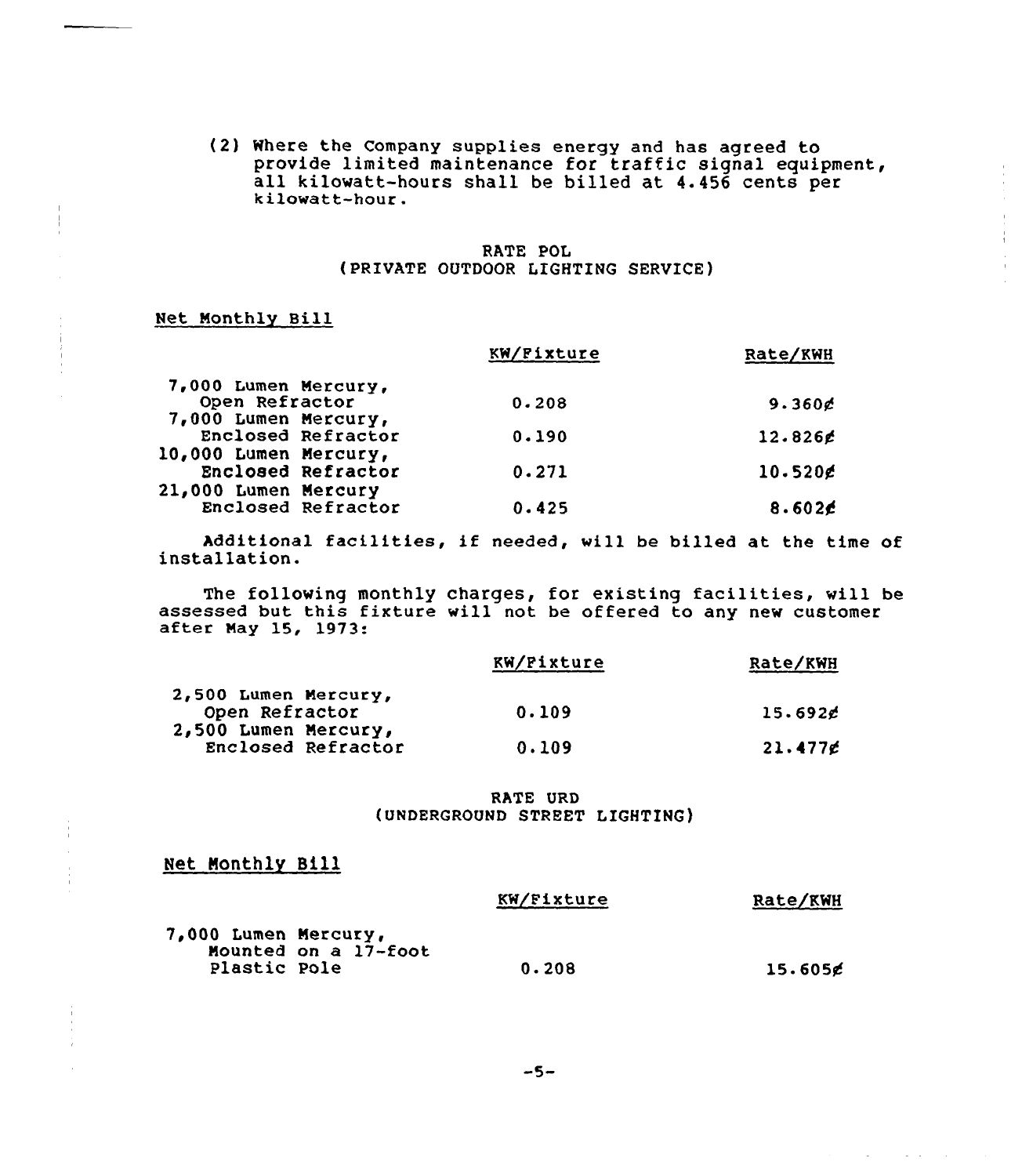(2) Where the Company supplies energy and has agreed to provide limited maintenance for traffic signal equipment, all kilowatt-hours shall be billed at 4.456 cents per kilowatt-hour.

## RATE POL
## (PRIVATE OUTDOOR LIGHTING SERVICE)

Net Monthly Bill

| | KW/Fixture | Rate/KWH |
|---|---|---|
| 7,000 Lumen Mercury, Open Refractor | 0.208 | 9.360¢ |
| 7,000 Lumen Mercury, Enclosed Refractor | 0.190 | 12.826¢ |
| 10,000 Lumen Mercury, Enclosed Refractor | 0.271 | 10.520¢ |
| 21,000 Lumen Mercury Enclosed Refractor | 0.425 | 8.602¢ |

Additional facilities, if needed, will be billed at the time of installation.

The following monthly charges, for existing facilities, will be assessed but this fixture will not be offered to any new customer after May 15, 1973:

| | KW/Fixture | Rate/KWH |
|---|---|---|
| 2,500 Lumen Mercury, Open Refractor | 0.109 | 15.692¢ |
| 2,500 Lumen Mercury, Enclosed Refractor | 0.109 | 21.477¢ |

## RATE URD
## (UNDERGROUND STREET LIGHTING)

Net Monthly Bill

| | KW/Fixture | Rate/KWH |
|---|---|---|
| 7,000 Lumen Mercury, Mounted on a 17-foot Plastic Pole | 0.208 | 15.605¢ |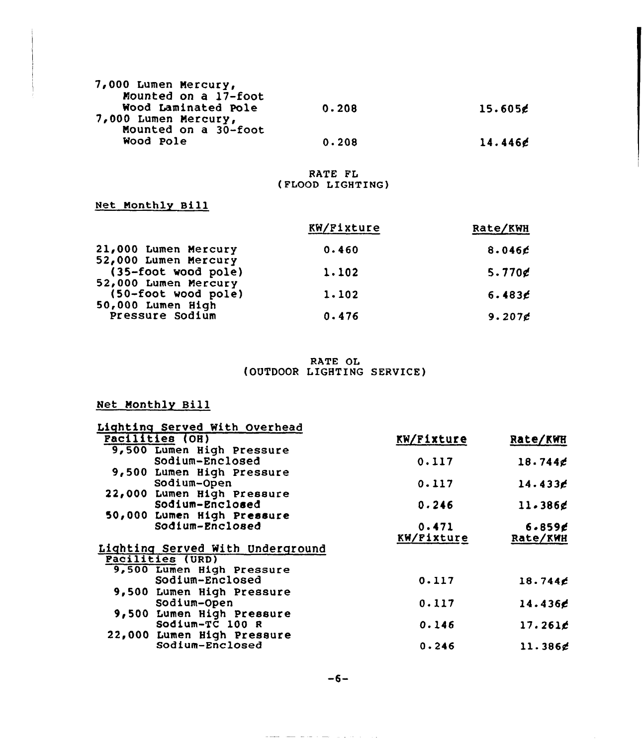| | | |
|---|---|---|
| 7,000 Lumen Mercury, Mounted on a 17-foot Wood Laminated Pole | 0.208 | 15.605¢ |
| 7,000 Lumen Mercury, Mounted on a 30-foot Wood Pole | 0.208 | 14.446¢ |

RATE FL
(FLOOD LIGHTING)

Net Monthly Bill

| | KW/Fixture | Rate/KWH |
|---|---|---|
| 21,000 Lumen Mercury | 0.460 | 8.046¢ |
| 52,000 Lumen Mercury (35-foot wood pole) | 1.102 | 5.770¢ |
| 52,000 Lumen Mercury (50-foot wood pole) | 1.102 | 6.483¢ |
| 50,000 Lumen High Pressure Sodium | 0.476 | 9.207¢ |

RATE OL
(OUTDOOR LIGHTING SERVICE)

Net Monthly Bill

| Lighting Served With Overhead Facilities (OH) | KW/Fixture | Rate/KWH |
|---|---|---|
| 9,500 Lumen High Pressure Sodium-Enclosed | 0.117 | 18.744¢ |
| 9,500 Lumen High Pressure Sodium-Open | 0.117 | 14.433¢ |
| 22,000 Lumen High Pressure Sodium-Enclosed | 0.246 | 11.386¢ |
| 50,000 Lumen High Pressure Sodium-Enclosed | 0.471 | 6.859¢ |

| Lighting Served With Underground Facilities (URD) | KW/Fixture | Rate/KWH |
|---|---|---|
| 9,500 Lumen High Pressure Sodium-Enclosed | 0.117 | 18.744¢ |
| 9,500 Lumen High Pressure Sodium-Open | 0.117 | 14.436¢ |
| 9,500 Lumen High Pressure Sodium-TC 100 R | 0.146 | 17.261¢ |
| 22,000 Lumen High Pressure Sodium-Enclosed | 0.246 | 11.386¢ |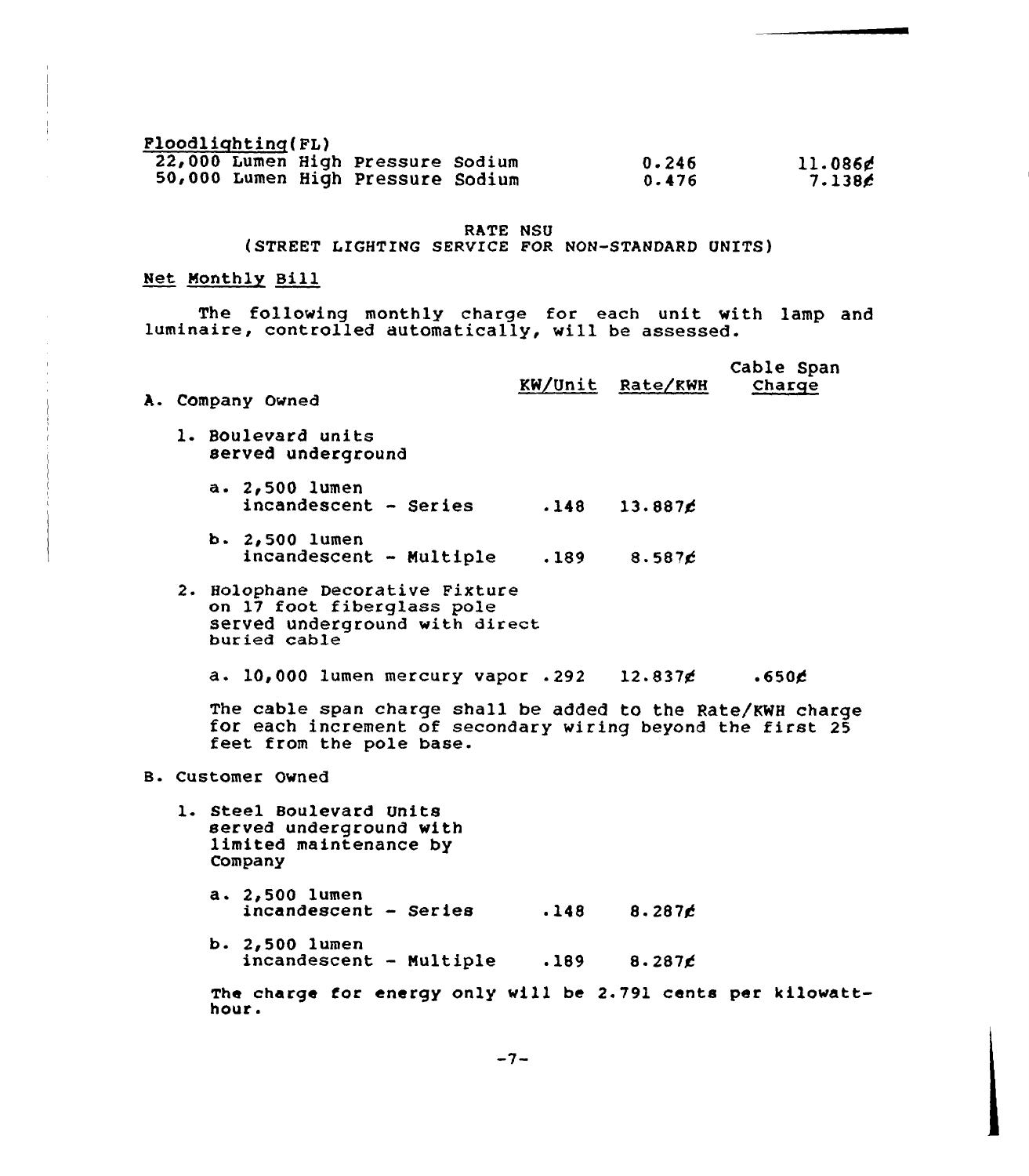Floodlighting(FL)

| | | |
|---|---|---|
| 22,000 Lumen High Pressure Sodium | 0.246 | 11.086¢ |
| 50,000 Lumen High Pressure Sodium | 0.476 | 7.138¢ |

RATE NSU
(STREET LIGHTING SERVICE FOR NON-STANDARD UNITS)

Net Monthly Bill

The following monthly charge for each unit with lamp and luminaire, controlled automatically, will be assessed.

| | KW/Unit | Rate/KWH | Cable Span Charge |
|---|---|---|---|
| A. Company Owned | | | |
| 1. Boulevard units served underground | | | |
| a. 2,500 lumen incandescent - Series | .148 | 13.887¢ | |
| b. 2,500 lumen incandescent - Multiple | .189 | 8.587¢ | |
| 2. Holophane Decorative Fixture on 17 foot fiberglass pole served underground with direct buried cable | | | |
| a. 10,000 lumen mercury vapor | .292 | 12.837¢ | .650¢ |

The cable span charge shall be added to the Rate/KWH charge for each increment of secondary wiring beyond the first 25 feet from the pole base.

| | KW/Unit | Rate/KWH |
|---|---|---|
| B. Customer Owned | | |
| 1. Steel Boulevard Units served underground with limited maintenance by Company | | |
| a. 2,500 lumen incandescent - Series | .148 | 8.287¢ |
| b. 2,500 lumen incandescent - Multiple | .189 | 8.287¢ |

The charge for energy only will be 2.791 cents per kilowatt-hour.